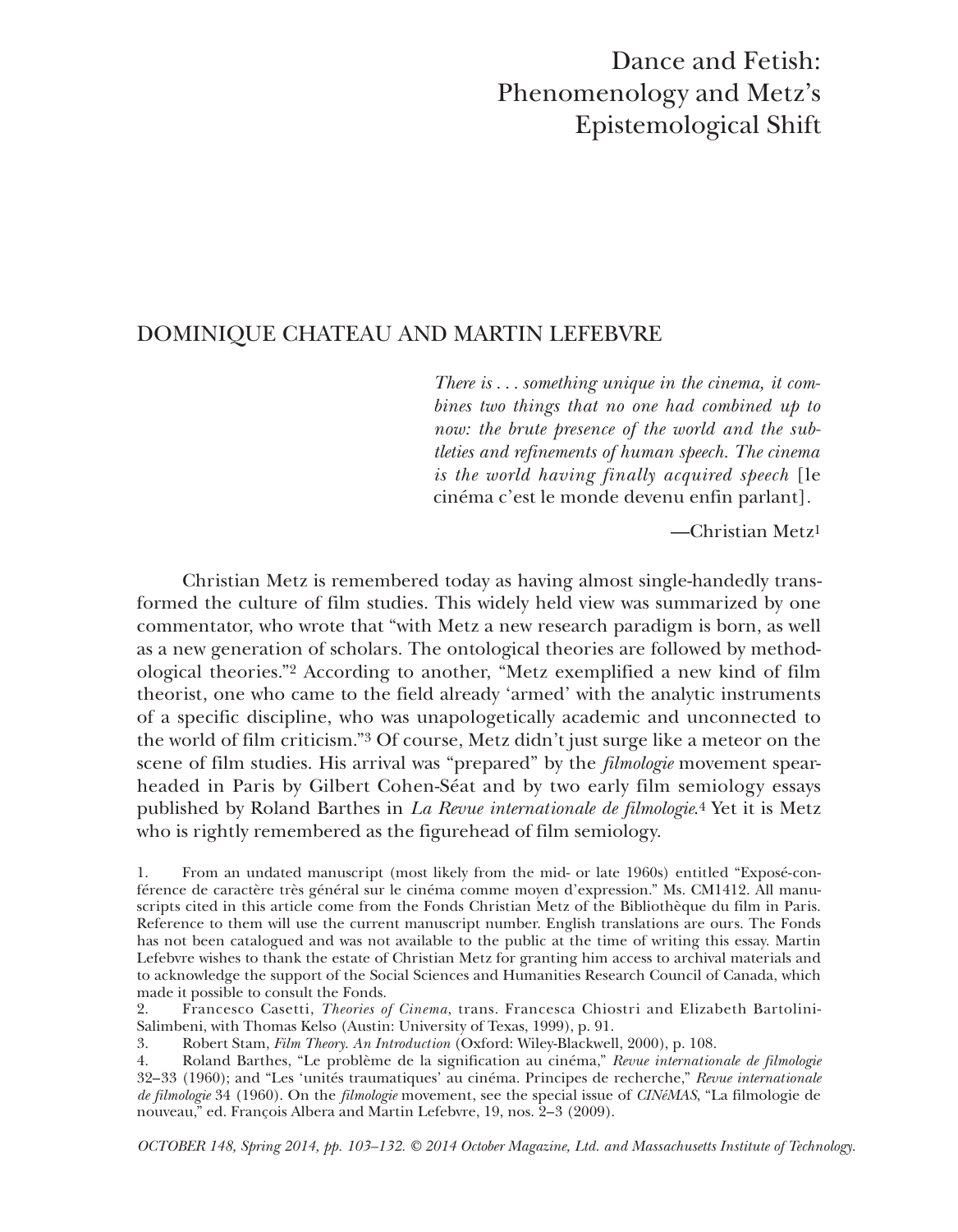# Dance and Fetish: Phenomenology and Metz's Epistemological Shift

DOMINIQUE CHATEAU AND MARTIN LEFEBVRE

> *There is . . . something unique in the cinema, it combines two things that no one had combined up to now: the brute presence of the world and the subtleties and refinements of human speech. The cinema is the world having finally acquired speech* [le cinéma c'est le monde devenu enfin parlant].
>
> —Christian Metz[1]

Christian Metz is remembered today as having almost single-handedly transformed the culture of film studies. This widely held view was summarized by one commentator, who wrote that "with Metz a new research paradigm is born, as well as a new generation of scholars. The ontological theories are followed by methodological theories."[2] According to another, "Metz exemplified a new kind of film theorist, one who came to the field already 'armed' with the analytic instruments of a specific discipline, who was unapologetically academic and unconnected to the world of film criticism."[3] Of course, Metz didn't just surge like a meteor on the scene of film studies. His arrival was "prepared" by the *filmologie* movement spearheaded in Paris by Gilbert Cohen-Séat and by two early film semiology essays published by Roland Barthes in *La Revue internationale de filmologie*.[4] Yet it is Metz who is rightly remembered as the figurehead of film semiology.

1. From an undated manuscript (most likely from the mid- or late 1960s) entitled "Exposé-conférence de caractère très général sur le cinéma comme moyen d'expression." Ms. CM1412. All manuscripts cited in this article come from the Fonds Christian Metz of the Bibliothèque du film in Paris. Reference to them will use the current manuscript number. English translations are ours. The Fonds has not been catalogued and was not available to the public at the time of writing this essay. Martin Lefebvre wishes to thank the estate of Christian Metz for granting him access to archival materials and to acknowledge the support of the Social Sciences and Humanities Research Council of Canada, which made it possible to consult the Fonds.

2. Francesco Casetti, *Theories of Cinema*, trans. Francesca Chiostri and Elizabeth Bartolini-Salimbeni, with Thomas Kelso (Austin: University of Texas, 1999), p. 91.

3. Robert Stam, *Film Theory. An Introduction* (Oxford: Wiley-Blackwell, 2000), p. 108.

4. Roland Barthes, "Le problème de la signification au cinéma," *Revue internationale de filmologie* 32–33 (1960); and "Les 'unités traumatiques' au cinéma. Principes de recherche," *Revue internationale de filmologie* 34 (1960). On the *filmologie* movement, see the special issue of *CINéMAS*, "La filmologie de nouveau," ed. François Albera and Martin Lefebvre, 19, nos. 2–3 (2009).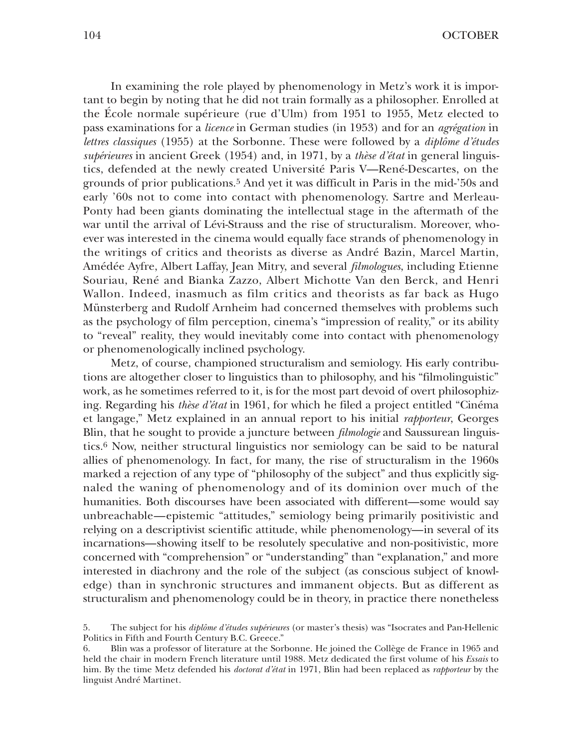In examining the role played by phenomenology in Metz's work it is important to begin by noting that he did not train formally as a philosopher. Enrolled at the École normale supérieure (rue d'Ulm) from 1951 to 1955, Metz elected to pass examinations for a *licence* in German studies (in 1953) and for an *agrégation* in *lettres classiques* (1955) at the Sorbonne. These were followed by a *diplôme d'études supérieures* in ancient Greek (1954) and, in 1971, by a *thèse d'état* in general linguistics, defended at the newly created Université Paris V—René-Descartes, on the grounds of prior publications.[5] And yet it was difficult in Paris in the mid-'50s and early '60s not to come into contact with phenomenology. Sartre and Merleau-Ponty had been giants dominating the intellectual stage in the aftermath of the war until the arrival of Lévi-Strauss and the rise of structuralism. Moreover, whoever was interested in the cinema would equally face strands of phenomenology in the writings of critics and theorists as diverse as André Bazin, Marcel Martin, Amédée Ayfre, Albert Laffay, Jean Mitry, and several *filmologues*, including Etienne Souriau, René and Bianka Zazzo, Albert Michotte Van den Berck, and Henri Wallon. Indeed, inasmuch as film critics and theorists as far back as Hugo Münsterberg and Rudolf Arnheim had concerned themselves with problems such as the psychology of film perception, cinema's "impression of reality," or its ability to "reveal" reality, they would inevitably come into contact with phenomenology or phenomenologically inclined psychology.

Metz, of course, championed structuralism and semiology. His early contributions are altogether closer to linguistics than to philosophy, and his "filmolinguistic" work, as he sometimes referred to it, is for the most part devoid of overt philosophizing. Regarding his *thèse d'état* in 1961, for which he filed a project entitled "Cinéma et langage," Metz explained in an annual report to his initial *rapporteur*, Georges Blin, that he sought to provide a juncture between *filmologie* and Saussurean linguistics.[6] Now, neither structural linguistics nor semiology can be said to be natural allies of phenomenology. In fact, for many, the rise of structuralism in the 1960s marked a rejection of any type of "philosophy of the subject" and thus explicitly signaled the waning of phenomenology and of its dominion over much of the humanities. Both discourses have been associated with different—some would say unbreachable—epistemic "attitudes," semiology being primarily positivistic and relying on a descriptivist scientific attitude, while phenomenology—in several of its incarnations—showing itself to be resolutely speculative and non-positivistic, more concerned with "comprehension" or "understanding" than "explanation," and more interested in diachrony and the role of the subject (as conscious subject of knowledge) than in synchronic structures and immanent objects. But as different as structuralism and phenomenology could be in theory, in practice there nonetheless

5. The subject for his *diplôme d'études supérieures* (or master's thesis) was "Isocrates and Pan-Hellenic Politics in Fifth and Fourth Century B.C. Greece."

6. Blin was a professor of literature at the Sorbonne. He joined the Collège de France in 1965 and held the chair in modern French literature until 1988. Metz dedicated the first volume of his *Essais* to him. By the time Metz defended his *doctorat d'état* in 1971, Blin had been replaced as *rapporteur* by the linguist André Martinet.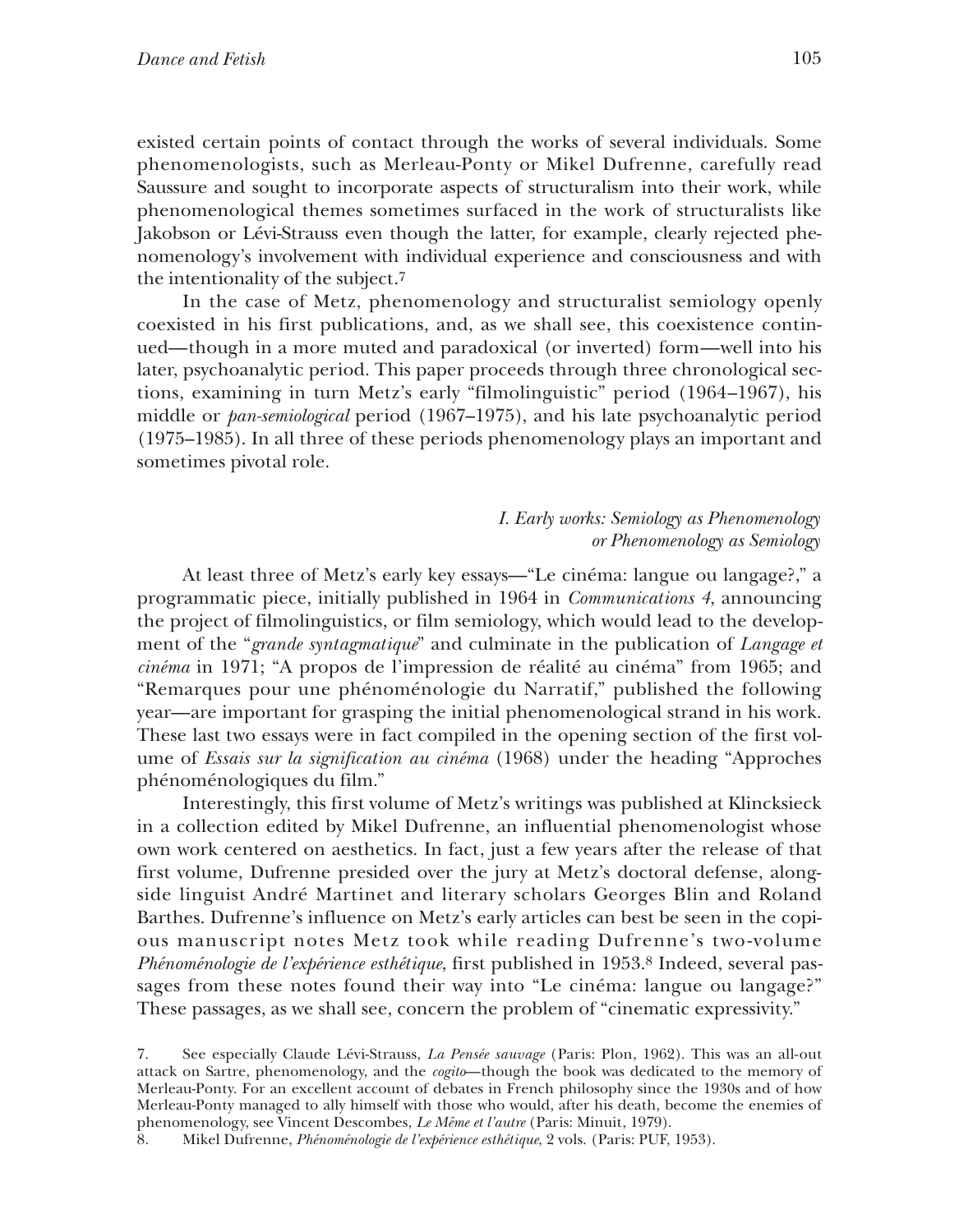existed certain points of contact through the works of several individuals. Some phenomenologists, such as Merleau-Ponty or Mikel Dufrenne, carefully read Saussure and sought to incorporate aspects of structuralism into their work, while phenomenological themes sometimes surfaced in the work of structuralists like Jakobson or Lévi-Strauss even though the latter, for example, clearly rejected phenomenology's involvement with individual experience and consciousness and with the intentionality of the subject.[7]

In the case of Metz, phenomenology and structuralist semiology openly coexisted in his first publications, and, as we shall see, this coexistence continued—though in a more muted and paradoxical (or inverted) form—well into his later, psychoanalytic period. This paper proceeds through three chronological sections, examining in turn Metz's early "filmolinguistic" period (1964–1967), his middle or *pan-semiological* period (1967–1975), and his late psychoanalytic period (1975–1985). In all three of these periods phenomenology plays an important and sometimes pivotal role.

## *I. Early works: Semiology as Phenomenology or Phenomenology as Semiology*

At least three of Metz's early key essays—"Le cinéma: langue ou langage?," a programmatic piece, initially published in 1964 in *Communications 4*, announcing the project of filmolinguistics, or film semiology, which would lead to the development of the "*grande syntagmatique*" and culminate in the publication of *Langage et cinéma* in 1971; "A propos de l'impression de réalité au cinéma" from 1965; and "Remarques pour une phénoménologie du Narratif," published the following year—are important for grasping the initial phenomenological strand in his work. These last two essays were in fact compiled in the opening section of the first volume of *Essais sur la signification au cinéma* (1968) under the heading "Approches phénoménologiques du film."

Interestingly, this first volume of Metz's writings was published at Klincksieck in a collection edited by Mikel Dufrenne, an influential phenomenologist whose own work centered on aesthetics. In fact, just a few years after the release of that first volume, Dufrenne presided over the jury at Metz's doctoral defense, alongside linguist André Martinet and literary scholars Georges Blin and Roland Barthes. Dufrenne's influence on Metz's early articles can best be seen in the copious manuscript notes Metz took while reading Dufrenne's two-volume *Phénoménologie de l'expérience esthétique*, first published in 1953.[8] Indeed, several passages from these notes found their way into "Le cinéma: langue ou langage?" These passages, as we shall see, concern the problem of "cinematic expressivity."

7. See especially Claude Lévi-Strauss, *La Pensée sauvage* (Paris: Plon, 1962). This was an all-out attack on Sartre, phenomenology, and the *cogito*—though the book was dedicated to the memory of Merleau-Ponty. For an excellent account of debates in French philosophy since the 1930s and of how Merleau-Ponty managed to ally himself with those who would, after his death, become the enemies of phenomenology, see Vincent Descombes, *Le Même et l'autre* (Paris: Minuit, 1979).

8. Mikel Dufrenne, *Phénoménologie de l'expérience esthétique*, 2 vols. (Paris: PUF, 1953).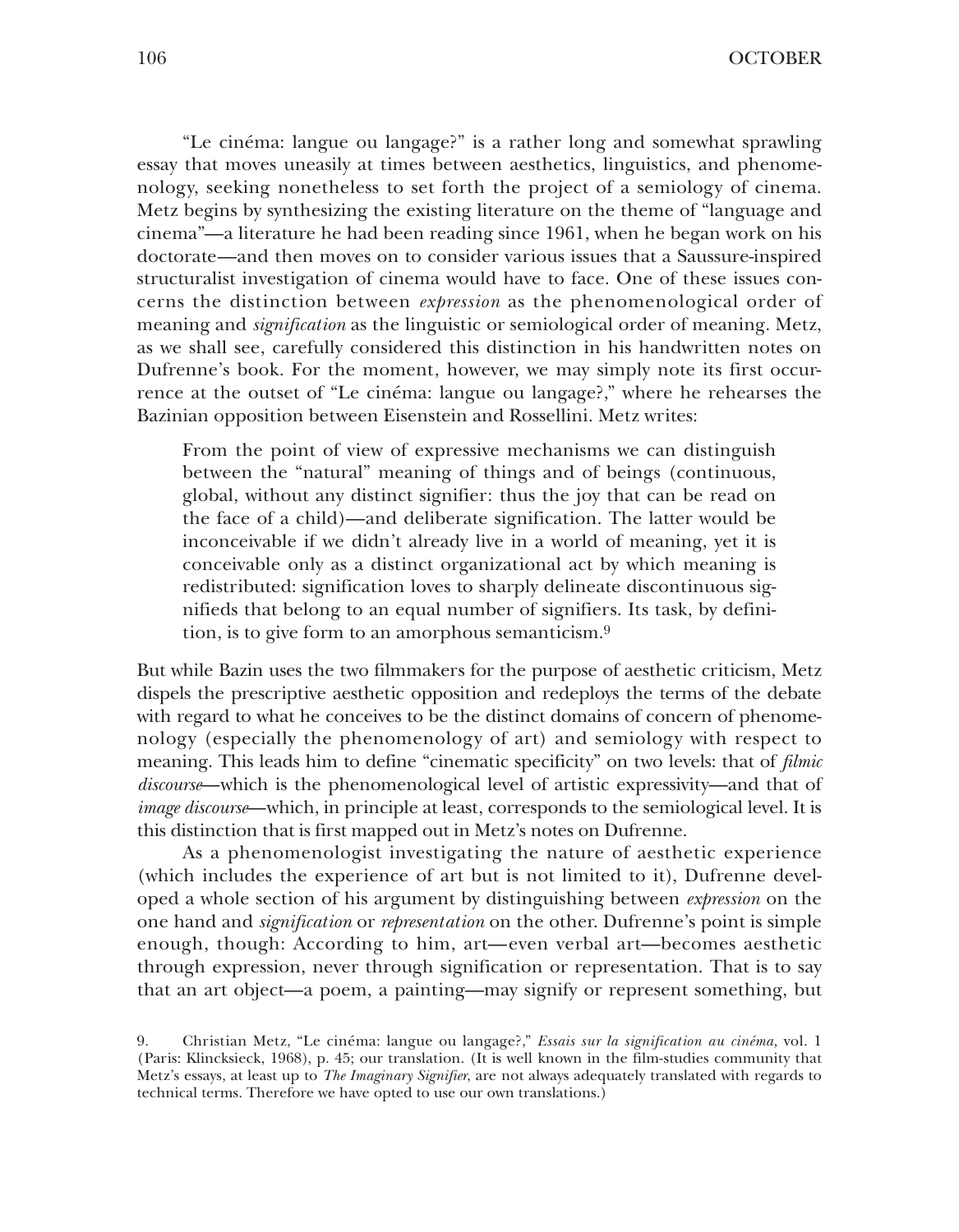"Le cinéma: langue ou langage?" is a rather long and somewhat sprawling essay that moves uneasily at times between aesthetics, linguistics, and phenomenology, seeking nonetheless to set forth the project of a semiology of cinema. Metz begins by synthesizing the existing literature on the theme of "language and cinema"—a literature he had been reading since 1961, when he began work on his doctorate—and then moves on to consider various issues that a Saussure-inspired structuralist investigation of cinema would have to face. One of these issues concerns the distinction between *expression* as the phenomenological order of meaning and *signification* as the linguistic or semiological order of meaning. Metz, as we shall see, carefully considered this distinction in his handwritten notes on Dufrenne's book. For the moment, however, we may simply note its first occurrence at the outset of "Le cinéma: langue ou langage?," where he rehearses the Bazinian opposition between Eisenstein and Rossellini. Metz writes:

> From the point of view of expressive mechanisms we can distinguish between the "natural" meaning of things and of beings (continuous, global, without any distinct signifier: thus the joy that can be read on the face of a child)—and deliberate signification. The latter would be inconceivable if we didn't already live in a world of meaning, yet it is conceivable only as a distinct organizational act by which meaning is redistributed: signification loves to sharply delineate discontinuous signifieds that belong to an equal number of signifiers. Its task, by definition, is to give form to an amorphous semanticism.[9]

But while Bazin uses the two filmmakers for the purpose of aesthetic criticism, Metz dispels the prescriptive aesthetic opposition and redeploys the terms of the debate with regard to what he conceives to be the distinct domains of concern of phenomenology (especially the phenomenology of art) and semiology with respect to meaning. This leads him to define "cinematic specificity" on two levels: that of *filmic discourse*—which is the phenomenological level of artistic expressivity—and that of *image discourse*—which, in principle at least, corresponds to the semiological level. It is this distinction that is first mapped out in Metz's notes on Dufrenne.

As a phenomenologist investigating the nature of aesthetic experience (which includes the experience of art but is not limited to it), Dufrenne developed a whole section of his argument by distinguishing between *expression* on the one hand and *signification* or *representation* on the other. Dufrenne's point is simple enough, though: According to him, art—even verbal art—becomes aesthetic through expression, never through signification or representation. That is to say that an art object—a poem, a painting—may signify or represent something, but

9. Christian Metz, "Le cinéma: langue ou langage?," *Essais sur la signification au cinéma*, vol. 1 (Paris: Klincksieck, 1968), p. 45; our translation. (It is well known in the film-studies community that Metz's essays, at least up to *The Imaginary Signifier*, are not always adequately translated with regards to technical terms. Therefore we have opted to use our own translations.)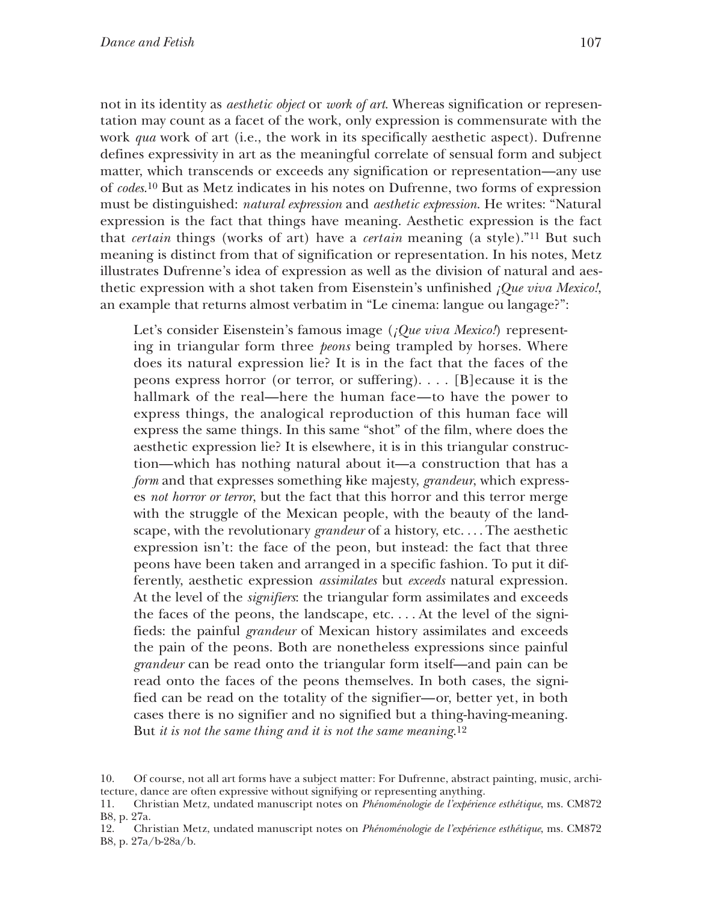not in its identity as *aesthetic object* or *work of art*. Whereas signification or representation may count as a facet of the work, only expression is commensurate with the work *qua* work of art (i.e., the work in its specifically aesthetic aspect). Dufrenne defines expressivity in art as the meaningful correlate of sensual form and subject matter, which transcends or exceeds any signification or representation—any use of *codes*.[10] But as Metz indicates in his notes on Dufrenne, two forms of expression must be distinguished: *natural expression* and *aesthetic expression*. He writes: "Natural expression is the fact that things have meaning. Aesthetic expression is the fact that *certain* things (works of art) have a *certain* meaning (a style)."[11] But such meaning is distinct from that of signification or representation. In his notes, Metz illustrates Dufrenne's idea of expression as well as the division of natural and aesthetic expression with a shot taken from Eisenstein's unfinished *¡Que viva Mexico!*, an example that returns almost verbatim in "Le cinema: langue ou langage?":

> Let's consider Eisenstein's famous image (*¡Que viva Mexico!*) representing in triangular form three *peons* being trampled by horses. Where does its natural expression lie? It is in the fact that the faces of the peons express horror (or terror, or suffering). . . . [B]ecause it is the hallmark of the real—here the human face—to have the power to express things, the analogical reproduction of this human face will express the same things. In this same "shot" of the film, where does the aesthetic expression lie? It is elsewhere, it is in this triangular construction—which has nothing natural about it—a construction that has a *form* and that expresses something like majesty, *grandeur*, which expresses *not horror or terror*, but the fact that this horror and this terror merge with the struggle of the Mexican people, with the beauty of the landscape, with the revolutionary *grandeur* of a history, etc. . . . The aesthetic expression isn't: the face of the peon, but instead: the fact that three peons have been taken and arranged in a specific fashion. To put it differently, aesthetic expression *assimilates* but *exceeds* natural expression. At the level of the *signifiers*: the triangular form assimilates and exceeds the faces of the peons, the landscape, etc. . . . At the level of the signifieds: the painful *grandeur* of Mexican history assimilates and exceeds the pain of the peons. Both are nonetheless expressions since painful *grandeur* can be read onto the triangular form itself—and pain can be read onto the faces of the peons themselves. In both cases, the signified can be read on the totality of the signifier—or, better yet, in both cases there is no signifier and no signified but a thing-having-meaning. But *it is not the same thing and it is not the same meaning*.[12]

10. Of course, not all art forms have a subject matter: For Dufrenne, abstract painting, music, architecture, dance are often expressive without signifying or representing anything.

11. Christian Metz, undated manuscript notes on *Phénoménologie de l'expérience esthétique*, ms. CM872 B8, p. 27a.

12. Christian Metz, undated manuscript notes on *Phénoménologie de l'expérience esthétique*, ms. CM872 B8, p. 27a/b-28a/b.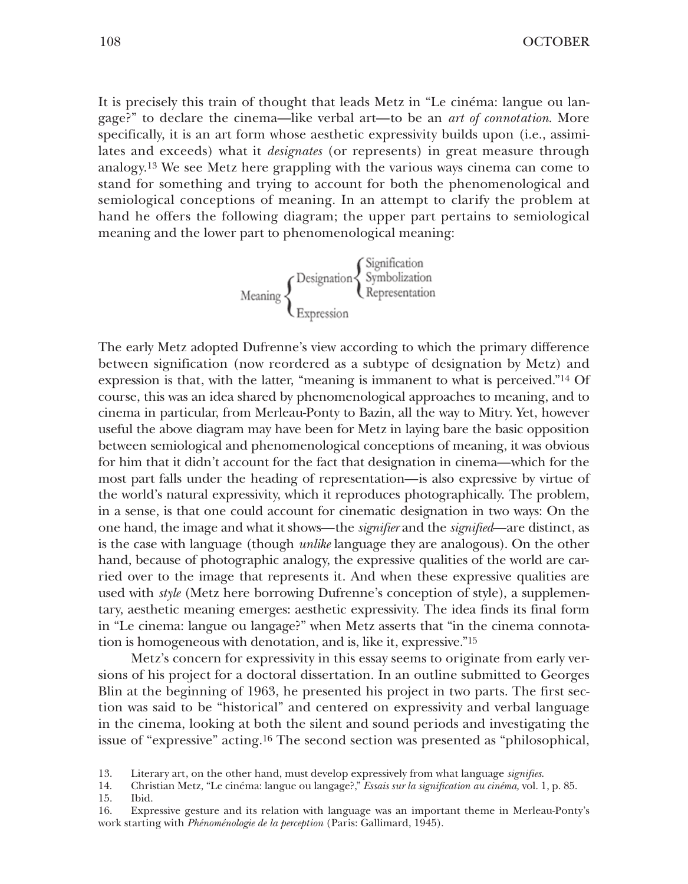It is precisely this train of thought that leads Metz in "Le cinéma: langue ou langage?" to declare the cinema—like verbal art—to be an *art of connotation*. More specifically, it is an art form whose aesthetic expressivity builds upon (i.e., assimilates and exceeds) what it *designates* (or represents) in great measure through analogy.[13] We see Metz here grappling with the various ways cinema can come to stand for something and trying to account for both the phenomenological and semiological conceptions of meaning. In an attempt to clarify the problem at hand he offers the following diagram; the upper part pertains to semiological meaning and the lower part to phenomenological meaning:

```
                          ┌ Signification
           ┌ Designation ─┤ Symbolization
Meaning ───┤              └ Representation
           └ Expression
```

The early Metz adopted Dufrenne's view according to which the primary difference between signification (now reordered as a subtype of designation by Metz) and expression is that, with the latter, "meaning is immanent to what is perceived."[14] Of course, this was an idea shared by phenomenological approaches to meaning, and to cinema in particular, from Merleau-Ponty to Bazin, all the way to Mitry. Yet, however useful the above diagram may have been for Metz in laying bare the basic opposition between semiological and phenomenological conceptions of meaning, it was obvious for him that it didn't account for the fact that designation in cinema—which for the most part falls under the heading of representation—is also expressive by virtue of the world's natural expressivity, which it reproduces photographically. The problem, in a sense, is that one could account for cinematic designation in two ways: On the one hand, the image and what it shows—the *signifier* and the *signified*—are distinct, as is the case with language (though *unlike* language they are analogous). On the other hand, because of photographic analogy, the expressive qualities of the world are carried over to the image that represents it. And when these expressive qualities are used with *style* (Metz here borrowing Dufrenne's conception of style), a supplementary, aesthetic meaning emerges: aesthetic expressivity. The idea finds its final form in "Le cinema: langue ou langage?" when Metz asserts that "in the cinema connotation is homogeneous with denotation, and is, like it, expressive."[15]

Metz's concern for expressivity in this essay seems to originate from early versions of his project for a doctoral dissertation. In an outline submitted to Georges Blin at the beginning of 1963, he presented his project in two parts. The first section was said to be "historical" and centered on expressivity and verbal language in the cinema, looking at both the silent and sound periods and investigating the issue of "expressive" acting.[16] The second section was presented as "philosophical,

13. Literary art, on the other hand, must develop expressively from what language *signifies*.
14. Christian Metz, "Le cinéma: langue ou langage?," *Essais sur la signification au cinéma,* vol. 1, p. 85.
15. Ibid.
16. Expressive gesture and its relation with language was an important theme in Merleau-Ponty's work starting with *Phénoménologie de la perception* (Paris: Gallimard, 1945).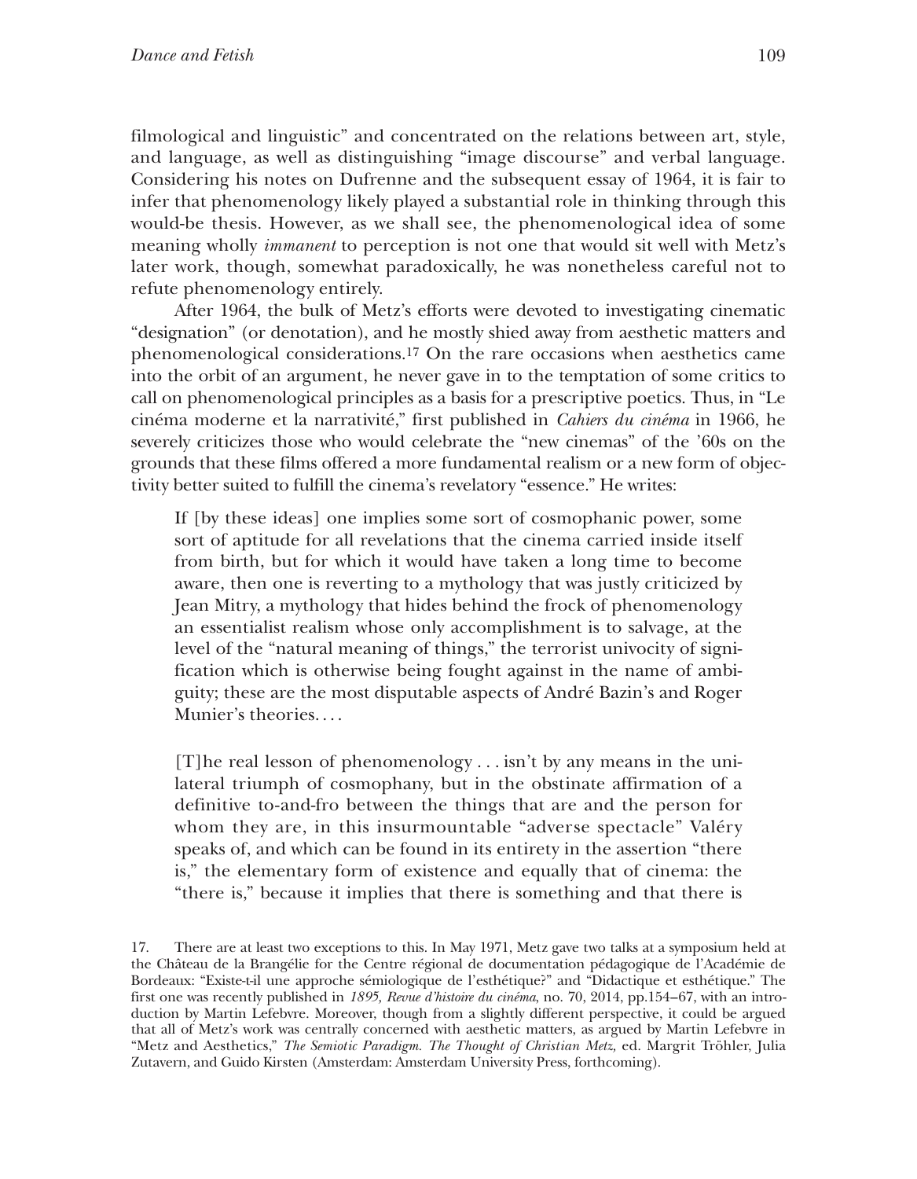filmological and linguistic" and concentrated on the relations between art, style, and language, as well as distinguishing "image discourse" and verbal language. Considering his notes on Dufrenne and the subsequent essay of 1964, it is fair to infer that phenomenology likely played a substantial role in thinking through this would-be thesis. However, as we shall see, the phenomenological idea of some meaning wholly *immanent* to perception is not one that would sit well with Metz's later work, though, somewhat paradoxically, he was nonetheless careful not to refute phenomenology entirely.

After 1964, the bulk of Metz's efforts were devoted to investigating cinematic "designation" (or denotation), and he mostly shied away from aesthetic matters and phenomenological considerations.[17] On the rare occasions when aesthetics came into the orbit of an argument, he never gave in to the temptation of some critics to call on phenomenological principles as a basis for a prescriptive poetics. Thus, in "Le cinéma moderne et la narrativité," first published in *Cahiers du cinéma* in 1966, he severely criticizes those who would celebrate the "new cinemas" of the '60s on the grounds that these films offered a more fundamental realism or a new form of objectivity better suited to fulfill the cinema's revelatory "essence." He writes:

> If [by these ideas] one implies some sort of cosmophanic power, some sort of aptitude for all revelations that the cinema carried inside itself from birth, but for which it would have taken a long time to become aware, then one is reverting to a mythology that was justly criticized by Jean Mitry, a mythology that hides behind the frock of phenomenology an essentialist realism whose only accomplishment is to salvage, at the level of the "natural meaning of things," the terrorist univocity of signification which is otherwise being fought against in the name of ambiguity; these are the most disputable aspects of André Bazin's and Roger Munier's theories. . . .
>
> [T]he real lesson of phenomenology . . . isn't by any means in the unilateral triumph of cosmophany, but in the obstinate affirmation of a definitive to-and-fro between the things that are and the person for whom they are, in this insurmountable "adverse spectacle" Valéry speaks of, and which can be found in its entirety in the assertion "there is," the elementary form of existence and equally that of cinema: the "there is," because it implies that there is something and that there is

17. There are at least two exceptions to this. In May 1971, Metz gave two talks at a symposium held at the Château de la Brangélie for the Centre régional de documentation pédagogique de l'Académie de Bordeaux: "Existe-t-il une approche sémiologique de l'esthétique?" and "Didactique et esthétique." The first one was recently published in *1895, Revue d'histoire du cinéma*, no. 70, 2014, pp.154–67, with an introduction by Martin Lefebvre. Moreover, though from a slightly different perspective, it could be argued that all of Metz's work was centrally concerned with aesthetic matters, as argued by Martin Lefebvre in "Metz and Aesthetics," *The Semiotic Paradigm. The Thought of Christian Metz*, ed. Margrit Tröhler, Julia Zutavern, and Guido Kirsten (Amsterdam: Amsterdam University Press, forthcoming).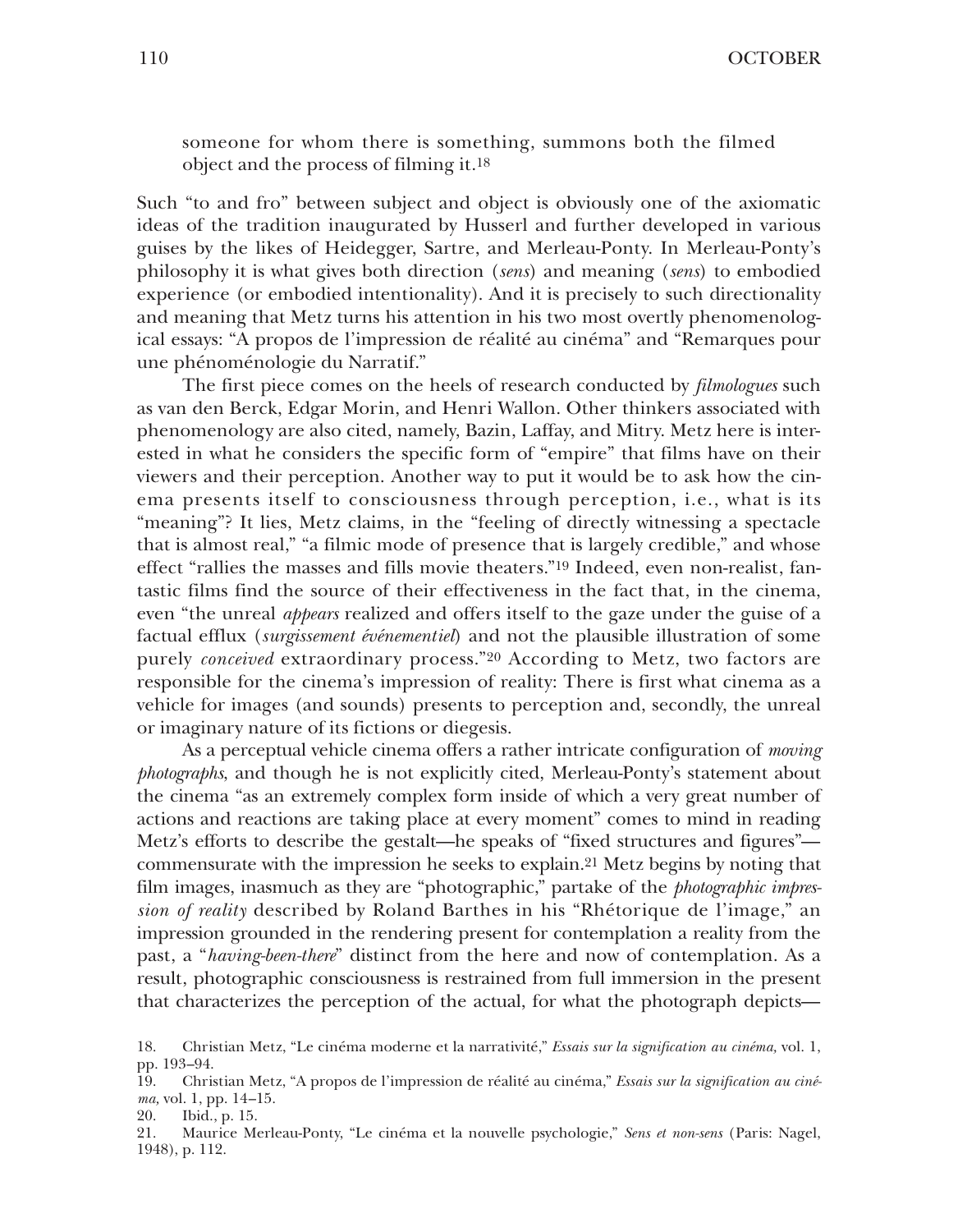> someone for whom there is something, summons both the filmed object and the process of filming it.[18]

Such "to and fro" between subject and object is obviously one of the axiomatic ideas of the tradition inaugurated by Husserl and further developed in various guises by the likes of Heidegger, Sartre, and Merleau-Ponty. In Merleau-Ponty's philosophy it is what gives both direction (*sens*) and meaning (*sens*) to embodied experience (or embodied intentionality). And it is precisely to such directionality and meaning that Metz turns his attention in his two most overtly phenomenological essays: "A propos de l'impression de réalité au cinéma" and "Remarques pour une phénoménologie du Narratif."

The first piece comes on the heels of research conducted by *filmologues* such as van den Berck, Edgar Morin, and Henri Wallon. Other thinkers associated with phenomenology are also cited, namely, Bazin, Laffay, and Mitry. Metz here is interested in what he considers the specific form of "empire" that films have on their viewers and their perception. Another way to put it would be to ask how the cinema presents itself to consciousness through perception, i.e., what is its "meaning"? It lies, Metz claims, in the "feeling of directly witnessing a spectacle that is almost real," "a filmic mode of presence that is largely credible," and whose effect "rallies the masses and fills movie theaters."[19] Indeed, even non-realist, fantastic films find the source of their effectiveness in the fact that, in the cinema, even "the unreal *appears* realized and offers itself to the gaze under the guise of a factual efflux (*surgissement événementiel*) and not the plausible illustration of some purely *conceived* extraordinary process."[20] According to Metz, two factors are responsible for the cinema's impression of reality: There is first what cinema as a vehicle for images (and sounds) presents to perception and, secondly, the unreal or imaginary nature of its fictions or diegesis.

As a perceptual vehicle cinema offers a rather intricate configuration of *moving photographs*, and though he is not explicitly cited, Merleau-Ponty's statement about the cinema "as an extremely complex form inside of which a very great number of actions and reactions are taking place at every moment" comes to mind in reading Metz's efforts to describe the gestalt—he speaks of "fixed structures and figures"—commensurate with the impression he seeks to explain.[21] Metz begins by noting that film images, inasmuch as they are "photographic," partake of the *photographic impression of reality* described by Roland Barthes in his "Rhétorique de l'image," an impression grounded in the rendering present for contemplation a reality from the past, a "*having-been-there*" distinct from the here and now of contemplation. As a result, photographic consciousness is restrained from full immersion in the present that characterizes the perception of the actual, for what the photograph depicts—

18. Christian Metz, "Le cinéma moderne et la narrativité," *Essais sur la signification au cinéma*, vol. 1, pp. 193–94.
19. Christian Metz, "A propos de l'impression de réalité au cinéma," *Essais sur la signification au cinéma*, vol. 1, pp. 14–15.
20. Ibid., p. 15.
21. Maurice Merleau-Ponty, "Le cinéma et la nouvelle psychologie," *Sens et non-sens* (Paris: Nagel, 1948), p. 112.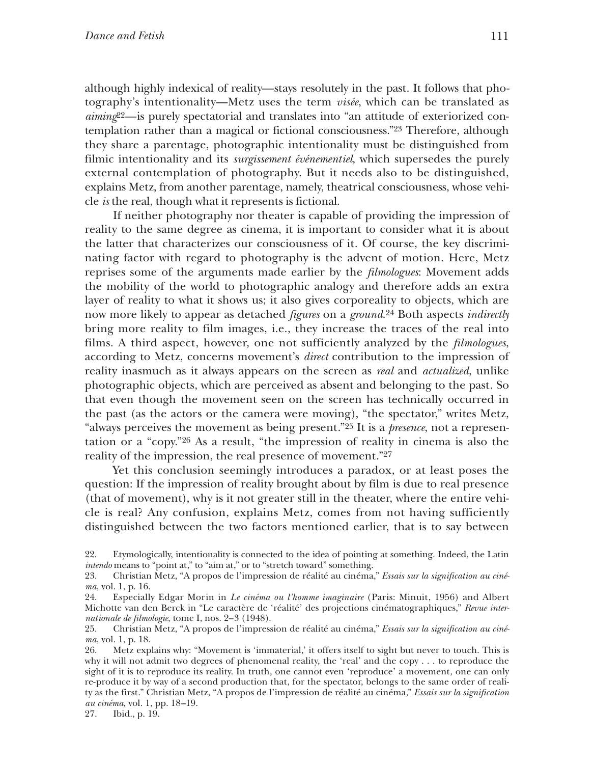although highly indexical of reality—stays resolutely in the past. It follows that photography's intentionality—Metz uses the term *visée*, which can be translated as *aiming*[22]—is purely spectatorial and translates into "an attitude of exteriorized contemplation rather than a magical or fictional consciousness."[23] Therefore, although they share a parentage, photographic intentionality must be distinguished from filmic intentionality and its *surgissement événementiel*, which supersedes the purely external contemplation of photography. But it needs also to be distinguished, explains Metz, from another parentage, namely, theatrical consciousness, whose vehicle *is* the real, though what it represents is fictional.

If neither photography nor theater is capable of providing the impression of reality to the same degree as cinema, it is important to consider what it is about the latter that characterizes our consciousness of it. Of course, the key discriminating factor with regard to photography is the advent of motion. Here, Metz reprises some of the arguments made earlier by the *filmologues*: Movement adds the mobility of the world to photographic analogy and therefore adds an extra layer of reality to what it shows us; it also gives corporeality to objects, which are now more likely to appear as detached *figures* on a *ground*.[24] Both aspects *indirectly* bring more reality to film images, i.e., they increase the traces of the real into films. A third aspect, however, one not sufficiently analyzed by the *filmologues*, according to Metz, concerns movement's *direct* contribution to the impression of reality inasmuch as it always appears on the screen as *real* and *actualized*, unlike photographic objects, which are perceived as absent and belonging to the past. So that even though the movement seen on the screen has technically occurred in the past (as the actors or the camera were moving), "the spectator," writes Metz, "always perceives the movement as being present."[25] It is a *presence*, not a representation or a "copy."[26] As a result, "the impression of reality in cinema is also the reality of the impression, the real presence of movement."[27]

Yet this conclusion seemingly introduces a paradox, or at least poses the question: If the impression of reality brought about by film is due to real presence (that of movement), why is it not greater still in the theater, where the entire vehicle is real? Any confusion, explains Metz, comes from not having sufficiently distinguished between the two factors mentioned earlier, that is to say between

22. Etymologically, intentionality is connected to the idea of pointing at something. Indeed, the Latin *intendo* means to "point at," to "aim at," or to "stretch toward" something.

23. Christian Metz, "A propos de l'impression de réalité au cinéma," *Essais sur la signification au cinéma*, vol. 1, p. 16.

24. Especially Edgar Morin in *Le cinéma ou l'homme imaginaire* (Paris: Minuit, 1956) and Albert Michotte van den Berck in "Le caractère de 'réalité' des projections cinématographiques," *Revue internationale de filmologie*, tome I, nos. 2–3 (1948).

25. Christian Metz, "A propos de l'impression de réalité au cinéma," *Essais sur la signification au cinéma*, vol. 1, p. 18.

26. Metz explains why: "Movement is 'immaterial,' it offers itself to sight but never to touch. This is why it will not admit two degrees of phenomenal reality, the 'real' and the copy . . . to reproduce the sight of it is to reproduce its reality. In truth, one cannot even 'reproduce' a movement, one can only re-produce it by way of a second production that, for the spectator, belongs to the same order of reality as the first." Christian Metz, "A propos de l'impression de réalité au cinéma," *Essais sur la signification au cinéma,* vol. 1, pp. 18–19.

27. Ibid., p. 19.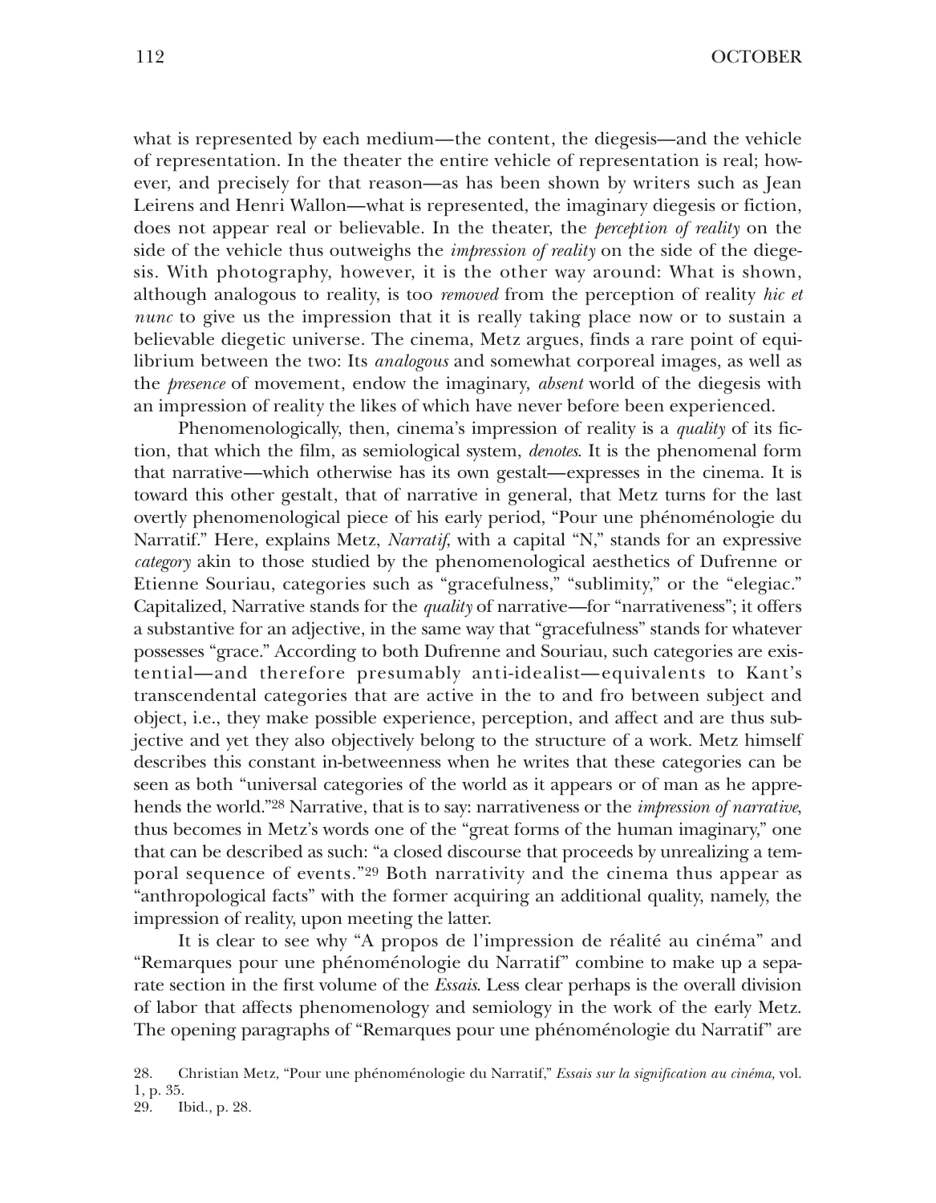what is represented by each medium—the content, the diegesis—and the vehicle of representation. In the theater the entire vehicle of representation is real; however, and precisely for that reason—as has been shown by writers such as Jean Leirens and Henri Wallon—what is represented, the imaginary diegesis or fiction, does not appear real or believable. In the theater, the *perception of reality* on the side of the vehicle thus outweighs the *impression of reality* on the side of the diegesis. With photography, however, it is the other way around: What is shown, although analogous to reality, is too *removed* from the perception of reality *hic et nunc* to give us the impression that it is really taking place now or to sustain a believable diegetic universe. The cinema, Metz argues, finds a rare point of equilibrium between the two: Its *analogous* and somewhat corporeal images, as well as the *presence* of movement, endow the imaginary, *absent* world of the diegesis with an impression of reality the likes of which have never before been experienced.

Phenomenologically, then, cinema's impression of reality is a *quality* of its fiction, that which the film, as semiological system, *denotes*. It is the phenomenal form that narrative—which otherwise has its own gestalt—expresses in the cinema. It is toward this other gestalt, that of narrative in general, that Metz turns for the last overtly phenomenological piece of his early period, "Pour une phénoménologie du Narratif." Here, explains Metz, *Narratif*, with a capital "N," stands for an expressive *category* akin to those studied by the phenomenological aesthetics of Dufrenne or Etienne Souriau, categories such as "gracefulness," "sublimity," or the "elegiac." Capitalized, Narrative stands for the *quality* of narrative—for "narrativeness"; it offers a substantive for an adjective, in the same way that "gracefulness" stands for whatever possesses "grace." According to both Dufrenne and Souriau, such categories are existential—and therefore presumably anti-idealist—equivalents to Kant's transcendental categories that are active in the to and fro between subject and object, i.e., they make possible experience, perception, and affect and are thus subjective and yet they also objectively belong to the structure of a work. Metz himself describes this constant in-betweenness when he writes that these categories can be seen as both "universal categories of the world as it appears or of man as he apprehends the world."[28] Narrative, that is to say: narrativeness or the *impression of narrative*, thus becomes in Metz's words one of the "great forms of the human imaginary," one that can be described as such: "a closed discourse that proceeds by unrealizing a temporal sequence of events."[29] Both narrativity and the cinema thus appear as "anthropological facts" with the former acquiring an additional quality, namely, the impression of reality, upon meeting the latter.

It is clear to see why "A propos de l'impression de réalité au cinéma" and "Remarques pour une phénoménologie du Narratif" combine to make up a separate section in the first volume of the *Essais*. Less clear perhaps is the overall division of labor that affects phenomenology and semiology in the work of the early Metz. The opening paragraphs of "Remarques pour une phénoménologie du Narratif" are

28. Christian Metz, "Pour une phénoménologie du Narratif," *Essais sur la signification au cinéma*, vol. 1, p. 35.

29. Ibid., p. 28.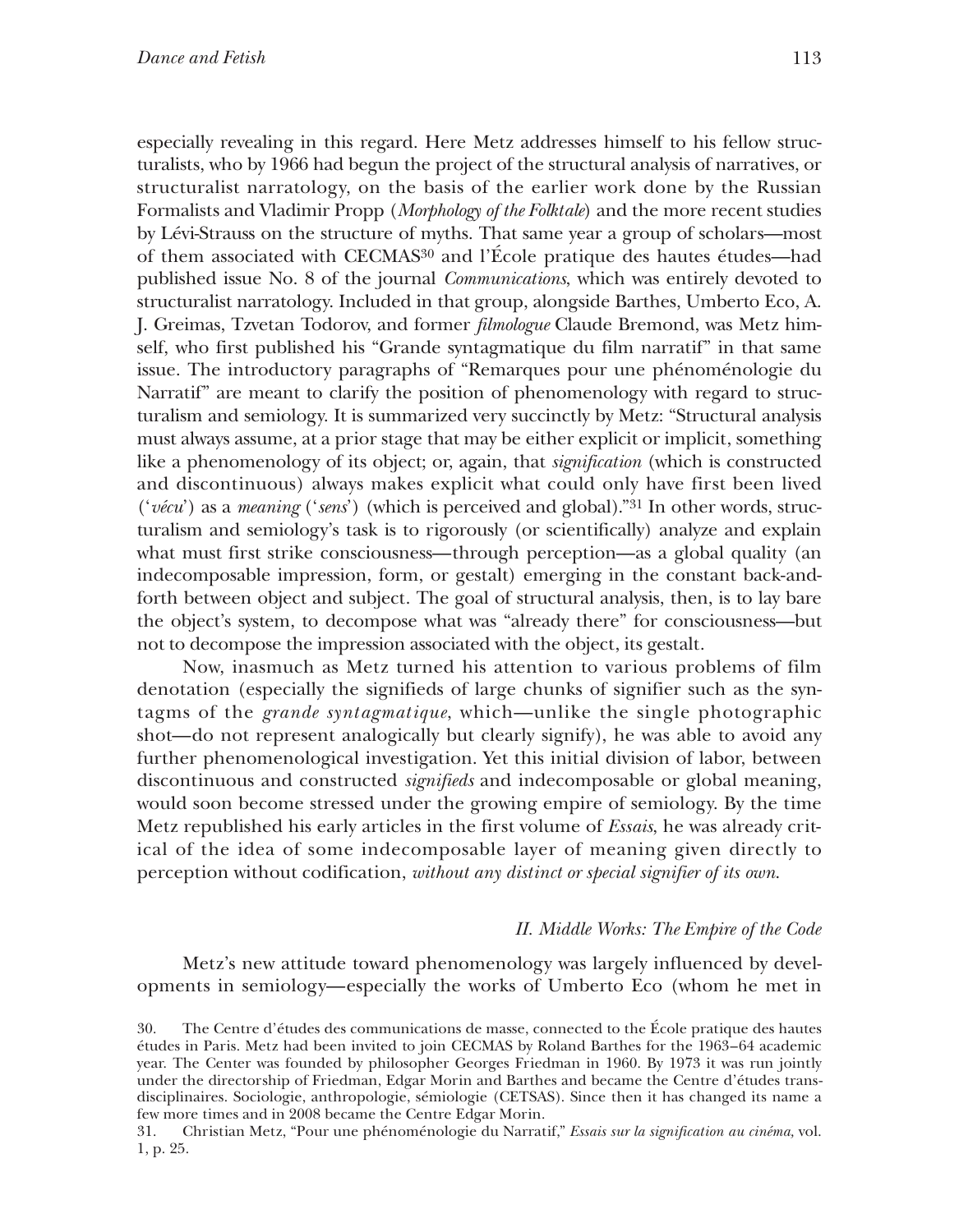especially revealing in this regard. Here Metz addresses himself to his fellow structuralists, who by 1966 had begun the project of the structural analysis of narratives, or structuralist narratology, on the basis of the earlier work done by the Russian Formalists and Vladimir Propp (*Morphology of the Folktale*) and the more recent studies by Lévi-Strauss on the structure of myths. That same year a group of scholars—most of them associated with CECMAS[30] and l'École pratique des hautes études—had published issue No. 8 of the journal *Communications*, which was entirely devoted to structuralist narratology. Included in that group, alongside Barthes, Umberto Eco, A. J. Greimas, Tzvetan Todorov, and former *filmologue* Claude Bremond, was Metz himself, who first published his "Grande syntagmatique du film narratif" in that same issue. The introductory paragraphs of "Remarques pour une phénoménologie du Narratif" are meant to clarify the position of phenomenology with regard to structuralism and semiology. It is summarized very succinctly by Metz: "Structural analysis must always assume, at a prior stage that may be either explicit or implicit, something like a phenomenology of its object; or, again, that *signification* (which is constructed and discontinuous) always makes explicit what could only have first been lived ('*vécu*') as a *meaning* ('*sens*') (which is perceived and global)."[31] In other words, structuralism and semiology's task is to rigorously (or scientifically) analyze and explain what must first strike consciousness—through perception—as a global quality (an indecomposable impression, form, or gestalt) emerging in the constant back-and-forth between object and subject. The goal of structural analysis, then, is to lay bare the object's system, to decompose what was "already there" for consciousness—but not to decompose the impression associated with the object, its gestalt.

Now, inasmuch as Metz turned his attention to various problems of film denotation (especially the signifieds of large chunks of signifier such as the syntagms of the *grande syntagmatique*, which—unlike the single photographic shot—do not represent analogically but clearly signify), he was able to avoid any further phenomenological investigation. Yet this initial division of labor, between discontinuous and constructed *signifieds* and indecomposable or global meaning, would soon become stressed under the growing empire of semiology. By the time Metz republished his early articles in the first volume of *Essais*, he was already critical of the idea of some indecomposable layer of meaning given directly to perception without codification, *without any distinct or special signifier of its own*.

### *II. Middle Works: The Empire of the Code*

Metz's new attitude toward phenomenology was largely influenced by developments in semiology—especially the works of Umberto Eco (whom he met in

30. The Centre d'études des communications de masse, connected to the École pratique des hautes études in Paris. Metz had been invited to join CECMAS by Roland Barthes for the 1963–64 academic year. The Center was founded by philosopher Georges Friedman in 1960. By 1973 it was run jointly under the directorship of Friedman, Edgar Morin and Barthes and became the Centre d'études transdisciplinaires. Sociologie, anthropologie, sémiologie (CETSAS). Since then it has changed its name a few more times and in 2008 became the Centre Edgar Morin.

31. Christian Metz, "Pour une phénoménologie du Narratif," *Essais sur la signification au cinéma*, vol. 1, p. 25.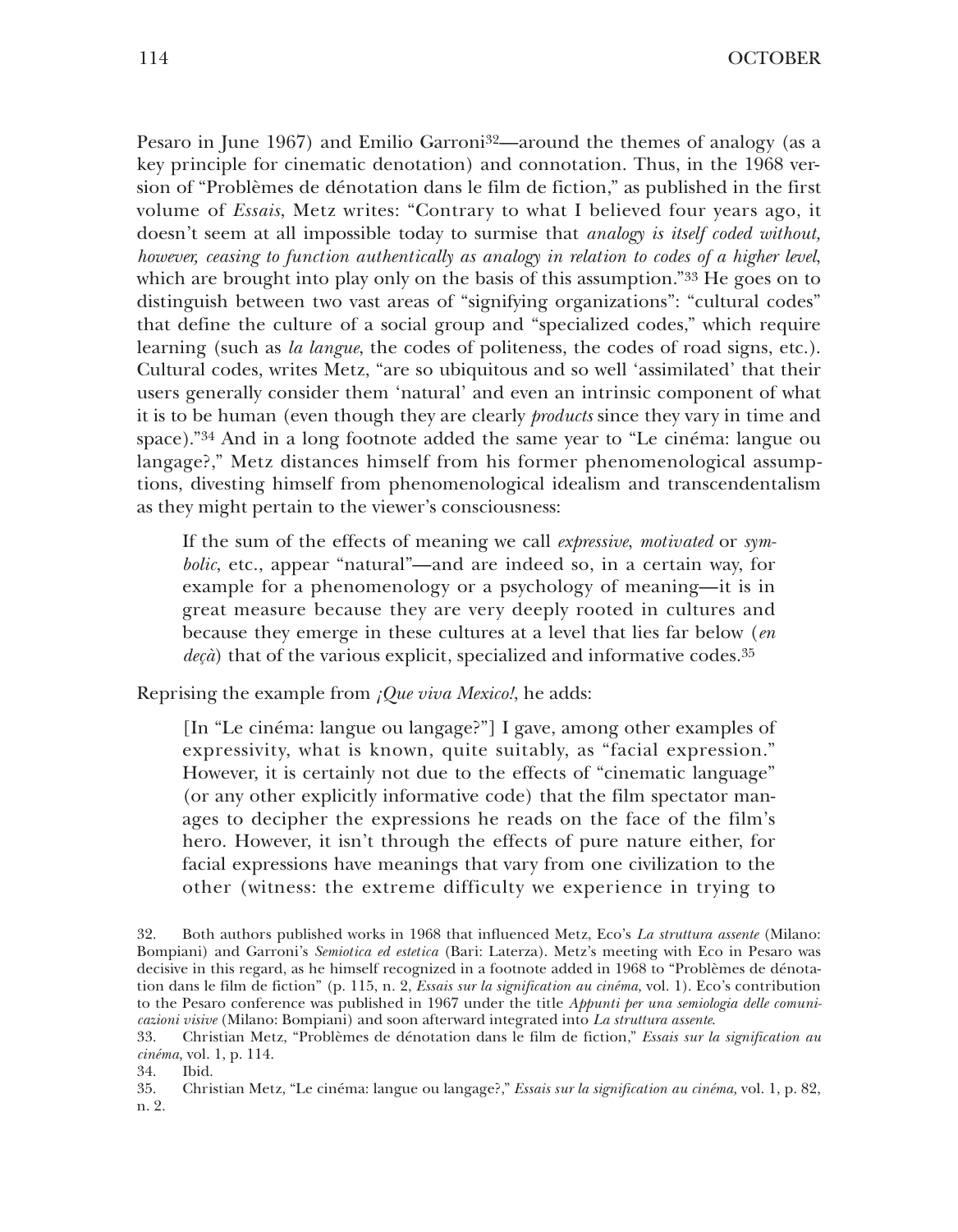Pesaro in June 1967) and Emilio Garroni[32]—around the themes of analogy (as a key principle for cinematic denotation) and connotation. Thus, in the 1968 version of "Problèmes de dénotation dans le film de fiction," as published in the first volume of *Essais*, Metz writes: "Contrary to what I believed four years ago, it doesn't seem at all impossible today to surmise that *analogy is itself coded without, however, ceasing to function authentically as analogy in relation to codes of a higher level*, which are brought into play only on the basis of this assumption."[33] He goes on to distinguish between two vast areas of "signifying organizations": "cultural codes" that define the culture of a social group and "specialized codes," which require learning (such as *la langue*, the codes of politeness, the codes of road signs, etc.). Cultural codes, writes Metz, "are so ubiquitous and so well 'assimilated' that their users generally consider them 'natural' and even an intrinsic component of what it is to be human (even though they are clearly *products* since they vary in time and space)."[34] And in a long footnote added the same year to "Le cinéma: langue ou langage?," Metz distances himself from his former phenomenological assumptions, divesting himself from phenomenological idealism and transcendentalism as they might pertain to the viewer's consciousness:

> If the sum of the effects of meaning we call *expressive*, *motivated* or *symbolic*, etc., appear "natural"—and are indeed so, in a certain way, for example for a phenomenology or a psychology of meaning—it is in great measure because they are very deeply rooted in cultures and because they emerge in these cultures at a level that lies far below (*en deçà*) that of the various explicit, specialized and informative codes.[35]

Reprising the example from *¡Que viva Mexico!*, he adds:

> [In "Le cinéma: langue ou langage?"] I gave, among other examples of expressivity, what is known, quite suitably, as "facial expression." However, it is certainly not due to the effects of "cinematic language" (or any other explicitly informative code) that the film spectator manages to decipher the expressions he reads on the face of the film's hero. However, it isn't through the effects of pure nature either, for facial expressions have meanings that vary from one civilization to the other (witness: the extreme difficulty we experience in trying to

32. Both authors published works in 1968 that influenced Metz, Eco's *La struttura assente* (Milano: Bompiani) and Garroni's *Semiotica ed estetica* (Bari: Laterza). Metz's meeting with Eco in Pesaro was decisive in this regard, as he himself recognized in a footnote added in 1968 to "Problèmes de dénotation dans le film de fiction" (p. 115, n. 2, *Essais sur la signification au cinéma,* vol. 1). Eco's contribution to the Pesaro conference was published in 1967 under the title *Appunti per una semiologia delle comunicazioni visive* (Milano: Bompiani) and soon afterward integrated into *La struttura assente*.

33. Christian Metz, "Problèmes de dénotation dans le film de fiction," *Essais sur la signification au cinéma,* vol. 1, p. 114.

34. Ibid.

35. Christian Metz, "Le cinéma: langue ou langage?," *Essais sur la signification au cinéma,* vol. 1, p. 82, n. 2.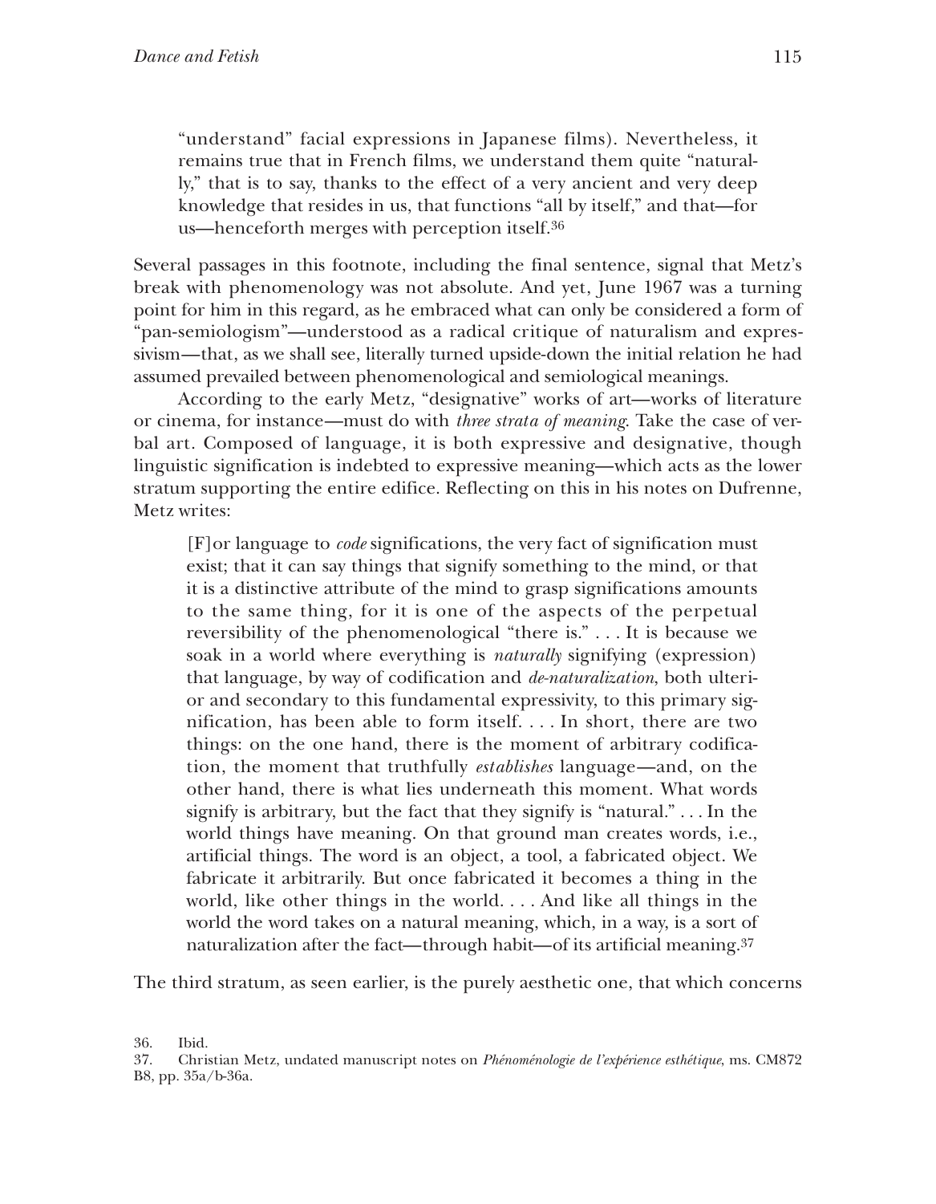"understand" facial expressions in Japanese films). Nevertheless, it remains true that in French films, we understand them quite "naturally," that is to say, thanks to the effect of a very ancient and very deep knowledge that resides in us, that functions "all by itself," and that—for us—henceforth merges with perception itself.[36]

Several passages in this footnote, including the final sentence, signal that Metz's break with phenomenology was not absolute. And yet, June 1967 was a turning point for him in this regard, as he embraced what can only be considered a form of "pan-semiologism"—understood as a radical critique of naturalism and expressivism—that, as we shall see, literally turned upside-down the initial relation he had assumed prevailed between phenomenological and semiological meanings.

According to the early Metz, "designative" works of art—works of literature or cinema, for instance—must do with *three strata of meaning*. Take the case of verbal art. Composed of language, it is both expressive and designative, though linguistic signification is indebted to expressive meaning—which acts as the lower stratum supporting the entire edifice. Reflecting on this in his notes on Dufrenne, Metz writes:

> [F]or language to *code* significations, the very fact of signification must exist; that it can say things that signify something to the mind, or that it is a distinctive attribute of the mind to grasp significations amounts to the same thing, for it is one of the aspects of the perpetual reversibility of the phenomenological "there is." . . . It is because we soak in a world where everything is *naturally* signifying (expression) that language, by way of codification and *de-naturalization*, both ulterior and secondary to this fundamental expressivity, to this primary signification, has been able to form itself. . . . In short, there are two things: on the one hand, there is the moment of arbitrary codification, the moment that truthfully *establishes* language—and, on the other hand, there is what lies underneath this moment. What words signify is arbitrary, but the fact that they signify is "natural." . . . In the world things have meaning. On that ground man creates words, i.e., artificial things. The word is an object, a tool, a fabricated object. We fabricate it arbitrarily. But once fabricated it becomes a thing in the world, like other things in the world. . . . And like all things in the world the word takes on a natural meaning, which, in a way, is a sort of naturalization after the fact—through habit—of its artificial meaning.[37]

The third stratum, as seen earlier, is the purely aesthetic one, that which concerns

36. Ibid.

37. Christian Metz, undated manuscript notes on *Phénoménologie de l'expérience esthétique*, ms. CM872 B8, pp. 35a/b-36a.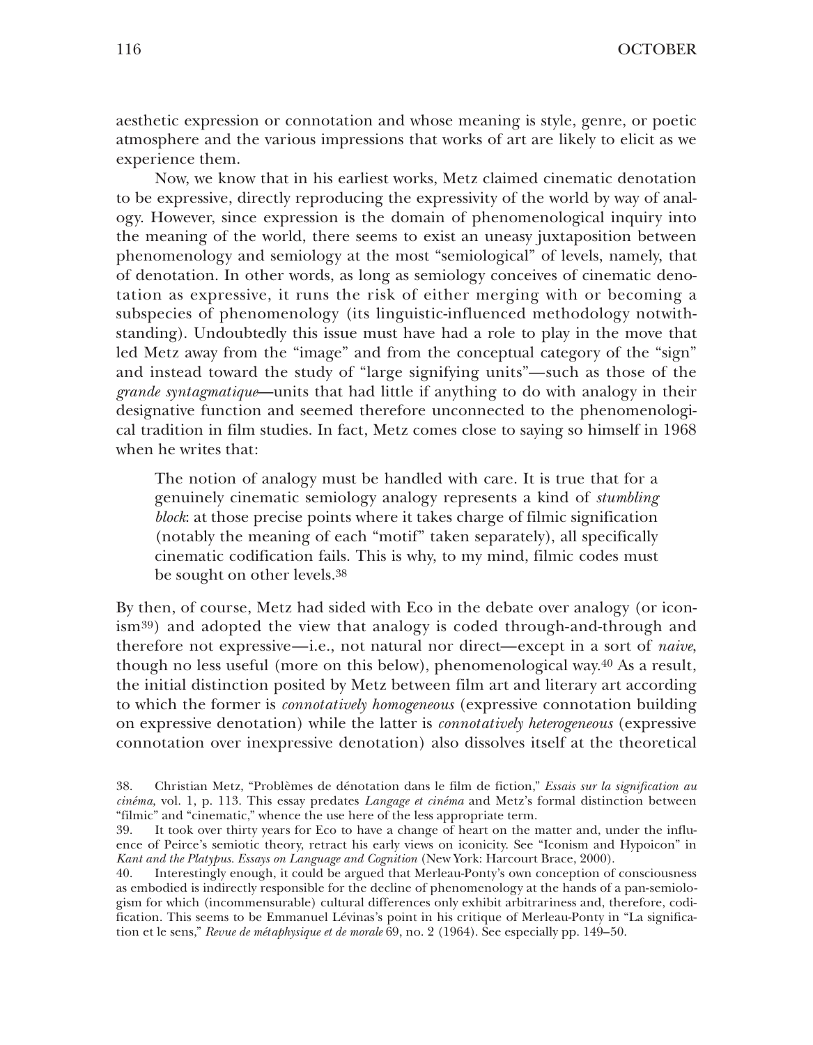aesthetic expression or connotation and whose meaning is style, genre, or poetic atmosphere and the various impressions that works of art are likely to elicit as we experience them.

Now, we know that in his earliest works, Metz claimed cinematic denotation to be expressive, directly reproducing the expressivity of the world by way of analogy. However, since expression is the domain of phenomenological inquiry into the meaning of the world, there seems to exist an uneasy juxtaposition between phenomenology and semiology at the most "semiological" of levels, namely, that of denotation. In other words, as long as semiology conceives of cinematic denotation as expressive, it runs the risk of either merging with or becoming a subspecies of phenomenology (its linguistic-influenced methodology notwithstanding). Undoubtedly this issue must have had a role to play in the move that led Metz away from the "image" and from the conceptual category of the "sign" and instead toward the study of "large signifying units"—such as those of the *grande syntagmatique*—units that had little if anything to do with analogy in their designative function and seemed therefore unconnected to the phenomenological tradition in film studies. In fact, Metz comes close to saying so himself in 1968 when he writes that:

> The notion of analogy must be handled with care. It is true that for a genuinely cinematic semiology analogy represents a kind of *stumbling block*: at those precise points where it takes charge of filmic signification (notably the meaning of each "motif" taken separately), all specifically cinematic codification fails. This is why, to my mind, filmic codes must be sought on other levels.[38]

By then, of course, Metz had sided with Eco in the debate over analogy (or iconism[39]) and adopted the view that analogy is coded through-and-through and therefore not expressive—i.e., not natural nor direct—except in a sort of *naive*, though no less useful (more on this below), phenomenological way.[40] As a result, the initial distinction posited by Metz between film art and literary art according to which the former is *connotatively homogeneous* (expressive connotation building on expressive denotation) while the latter is *connotatively heterogeneous* (expressive connotation over inexpressive denotation) also dissolves itself at the theoretical

38. Christian Metz, "Problèmes de dénotation dans le film de fiction," *Essais sur la signification au cinéma*, vol. 1, p. 113. This essay predates *Langage et cinéma* and Metz's formal distinction between "filmic" and "cinematic," whence the use here of the less appropriate term.

39. It took over thirty years for Eco to have a change of heart on the matter and, under the influence of Peirce's semiotic theory, retract his early views on iconicity. See "Iconism and Hypoicon" in *Kant and the Platypus. Essays on Language and Cognition* (New York: Harcourt Brace, 2000).

40. Interestingly enough, it could be argued that Merleau-Ponty's own conception of consciousness as embodied is indirectly responsible for the decline of phenomenology at the hands of a pan-semiologism for which (incommensurable) cultural differences only exhibit arbitrariness and, therefore, codification. This seems to be Emmanuel Lévinas's point in his critique of Merleau-Ponty in "La signification et le sens," *Revue de métaphysique et de morale* 69, no. 2 (1964). See especially pp. 149–50.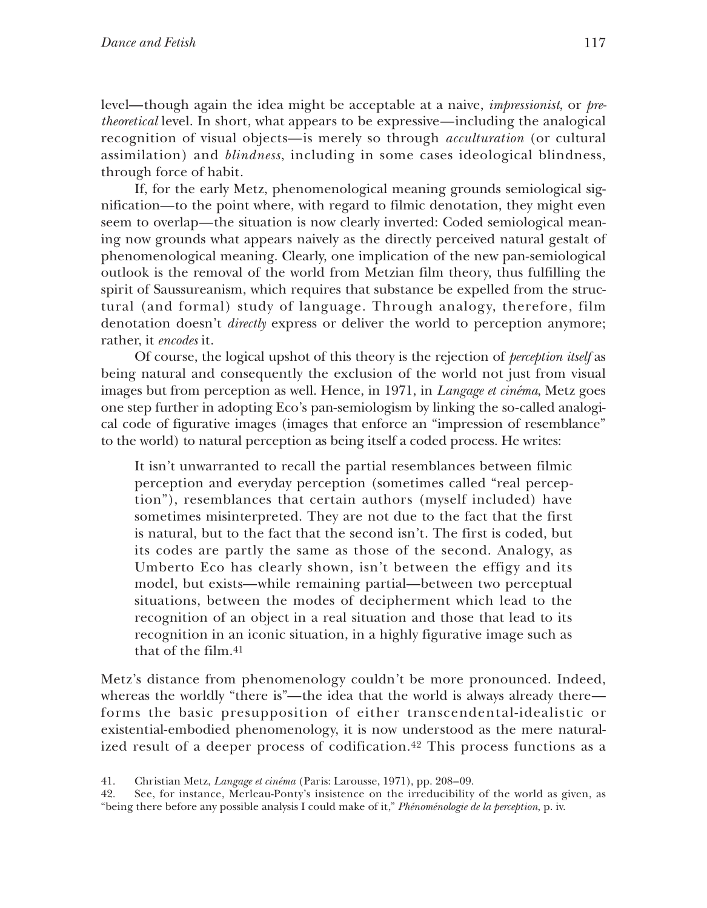level—though again the idea might be acceptable at a naive, *impressionist*, or *pre-theoretical* level. In short, what appears to be expressive—including the analogical recognition of visual objects—is merely so through *acculturation* (or cultural assimilation) and *blindness*, including in some cases ideological blindness, through force of habit.

If, for the early Metz, phenomenological meaning grounds semiological signification—to the point where, with regard to filmic denotation, they might even seem to overlap—the situation is now clearly inverted: Coded semiological meaning now grounds what appears naively as the directly perceived natural gestalt of phenomenological meaning. Clearly, one implication of the new pan-semiological outlook is the removal of the world from Metzian film theory, thus fulfilling the spirit of Saussureanism, which requires that substance be expelled from the structural (and formal) study of language. Through analogy, therefore, film denotation doesn't *directly* express or deliver the world to perception anymore; rather, it *encodes* it.

Of course, the logical upshot of this theory is the rejection of *perception itself* as being natural and consequently the exclusion of the world not just from visual images but from perception as well. Hence, in 1971, in *Langage et cinéma*, Metz goes one step further in adopting Eco's pan-semiologism by linking the so-called analogical code of figurative images (images that enforce an "impression of resemblance" to the world) to natural perception as being itself a coded process. He writes:

> It isn't unwarranted to recall the partial resemblances between filmic perception and everyday perception (sometimes called "real perception"), resemblances that certain authors (myself included) have sometimes misinterpreted. They are not due to the fact that the first is natural, but to the fact that the second isn't. The first is coded, but its codes are partly the same as those of the second. Analogy, as Umberto Eco has clearly shown, isn't between the effigy and its model, but exists—while remaining partial—between two perceptual situations, between the modes of decipherment which lead to the recognition of an object in a real situation and those that lead to its recognition in an iconic situation, in a highly figurative image such as that of the film.[41]

Metz's distance from phenomenology couldn't be more pronounced. Indeed, whereas the worldly "there is"—the idea that the world is always already there—forms the basic presupposition of either transcendental-idealistic or existential-embodied phenomenology, it is now understood as the mere naturalized result of a deeper process of codification.[42] This process functions as a

41. Christian Metz, *Langage et cinéma* (Paris: Larousse, 1971), pp. 208–09.

42. See, for instance, Merleau-Ponty's insistence on the irreducibility of the world as given, as "being there before any possible analysis I could make of it," *Phénoménologie de la perception*, p. iv.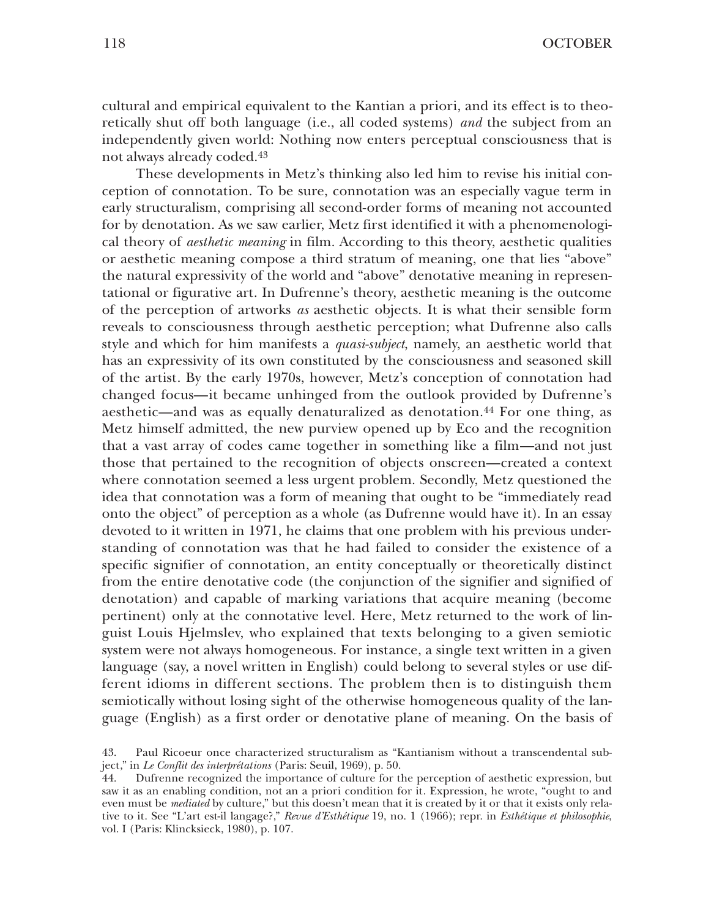cultural and empirical equivalent to the Kantian a priori, and its effect is to theoretically shut off both language (i.e., all coded systems) *and* the subject from an independently given world: Nothing now enters perceptual consciousness that is not always already coded.[43]

These developments in Metz's thinking also led him to revise his initial conception of connotation. To be sure, connotation was an especially vague term in early structuralism, comprising all second-order forms of meaning not accounted for by denotation. As we saw earlier, Metz first identified it with a phenomenological theory of *aesthetic meaning* in film. According to this theory, aesthetic qualities or aesthetic meaning compose a third stratum of meaning, one that lies "above" the natural expressivity of the world and "above" denotative meaning in representational or figurative art. In Dufrenne's theory, aesthetic meaning is the outcome of the perception of artworks *as* aesthetic objects. It is what their sensible form reveals to consciousness through aesthetic perception; what Dufrenne also calls style and which for him manifests a *quasi-subject*, namely, an aesthetic world that has an expressivity of its own constituted by the consciousness and seasoned skill of the artist. By the early 1970s, however, Metz's conception of connotation had changed focus—it became unhinged from the outlook provided by Dufrenne's aesthetic—and was as equally denaturalized as denotation.[44] For one thing, as Metz himself admitted, the new purview opened up by Eco and the recognition that a vast array of codes came together in something like a film—and not just those that pertained to the recognition of objects onscreen—created a context where connotation seemed a less urgent problem. Secondly, Metz questioned the idea that connotation was a form of meaning that ought to be "immediately read onto the object" of perception as a whole (as Dufrenne would have it). In an essay devoted to it written in 1971, he claims that one problem with his previous understanding of connotation was that he had failed to consider the existence of a specific signifier of connotation, an entity conceptually or theoretically distinct from the entire denotative code (the conjunction of the signifier and signified of denotation) and capable of marking variations that acquire meaning (become pertinent) only at the connotative level. Here, Metz returned to the work of linguist Louis Hjelmslev, who explained that texts belonging to a given semiotic system were not always homogeneous. For instance, a single text written in a given language (say, a novel written in English) could belong to several styles or use different idioms in different sections. The problem then is to distinguish them semiotically without losing sight of the otherwise homogeneous quality of the language (English) as a first order or denotative plane of meaning. On the basis of

43. Paul Ricoeur once characterized structuralism as "Kantianism without a transcendental subject," in *Le Conflit des interprétations* (Paris: Seuil, 1969), p. 50.

44. Dufrenne recognized the importance of culture for the perception of aesthetic expression, but saw it as an enabling condition, not an a priori condition for it. Expression, he wrote, "ought to and even must be *mediated* by culture," but this doesn't mean that it is created by it or that it exists only relative to it. See "L'art est-il langage?," *Revue d'Esthétique* 19, no. 1 (1966); repr. in *Esthétique et philosophie*, vol. I (Paris: Klincksieck, 1980), p. 107.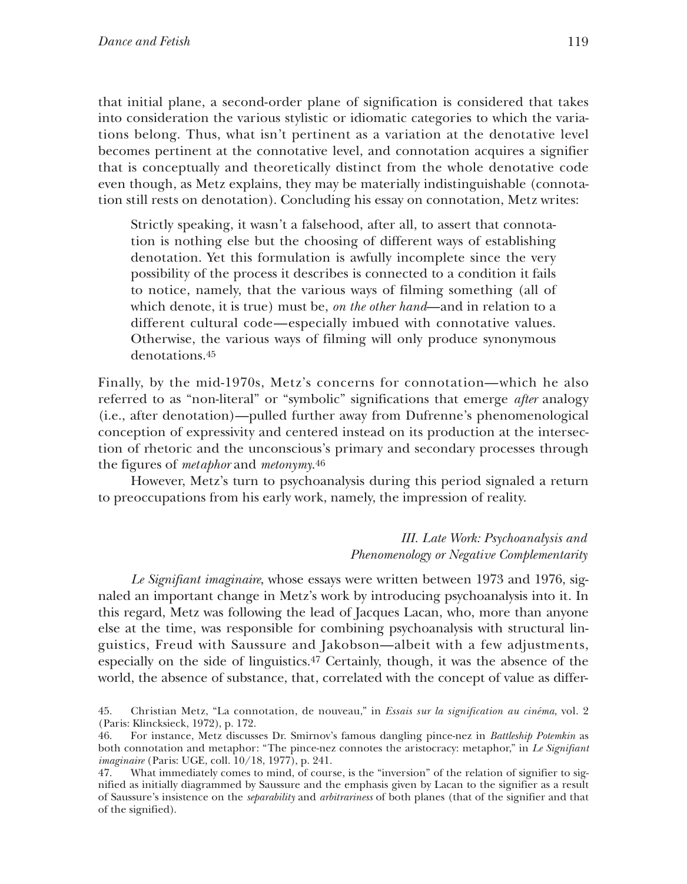that initial plane, a second-order plane of signification is considered that takes into consideration the various stylistic or idiomatic categories to which the variations belong. Thus, what isn't pertinent as a variation at the denotative level becomes pertinent at the connotative level, and connotation acquires a signifier that is conceptually and theoretically distinct from the whole denotative code even though, as Metz explains, they may be materially indistinguishable (connotation still rests on denotation). Concluding his essay on connotation, Metz writes:

> Strictly speaking, it wasn't a falsehood, after all, to assert that connotation is nothing else but the choosing of different ways of establishing denotation. Yet this formulation is awfully incomplete since the very possibility of the process it describes is connected to a condition it fails to notice, namely, that the various ways of filming something (all of which denote, it is true) must be, *on the other hand*—and in relation to a different cultural code—especially imbued with connotative values. Otherwise, the various ways of filming will only produce synonymous denotations.[45]

Finally, by the mid-1970s, Metz's concerns for connotation—which he also referred to as "non-literal" or "symbolic" significations that emerge *after* analogy (i.e., after denotation)—pulled further away from Dufrenne's phenomenological conception of expressivity and centered instead on its production at the intersection of rhetoric and the unconscious's primary and secondary processes through the figures of *metaphor* and *metonymy*.[46]

However, Metz's turn to psychoanalysis during this period signaled a return to preoccupations from his early work, namely, the impression of reality.

### *III. Late Work: Psychoanalysis and Phenomenology or Negative Complementarity*

*Le Signifiant imaginaire*, whose essays were written between 1973 and 1976, signaled an important change in Metz's work by introducing psychoanalysis into it. In this regard, Metz was following the lead of Jacques Lacan, who, more than anyone else at the time, was responsible for combining psychoanalysis with structural linguistics, Freud with Saussure and Jakobson—albeit with a few adjustments, especially on the side of linguistics.[47] Certainly, though, it was the absence of the world, the absence of substance, that, correlated with the concept of value as differ-

45. Christian Metz, "La connotation, de nouveau," in *Essais sur la signification au cinéma*, vol. 2 (Paris: Klincksieck, 1972), p. 172.

46. For instance, Metz discusses Dr. Smirnov's famous dangling pince-nez in *Battleship Potemkin* as both connotation and metaphor: "The pince-nez connotes the aristocracy: metaphor," in *Le Signifiant imaginaire* (Paris: UGE, coll. 10/18, 1977), p. 241.

47. What immediately comes to mind, of course, is the "inversion" of the relation of signifier to signified as initially diagrammed by Saussure and the emphasis given by Lacan to the signifier as a result of Saussure's insistence on the *separability* and *arbitrariness* of both planes (that of the signifier and that of the signified).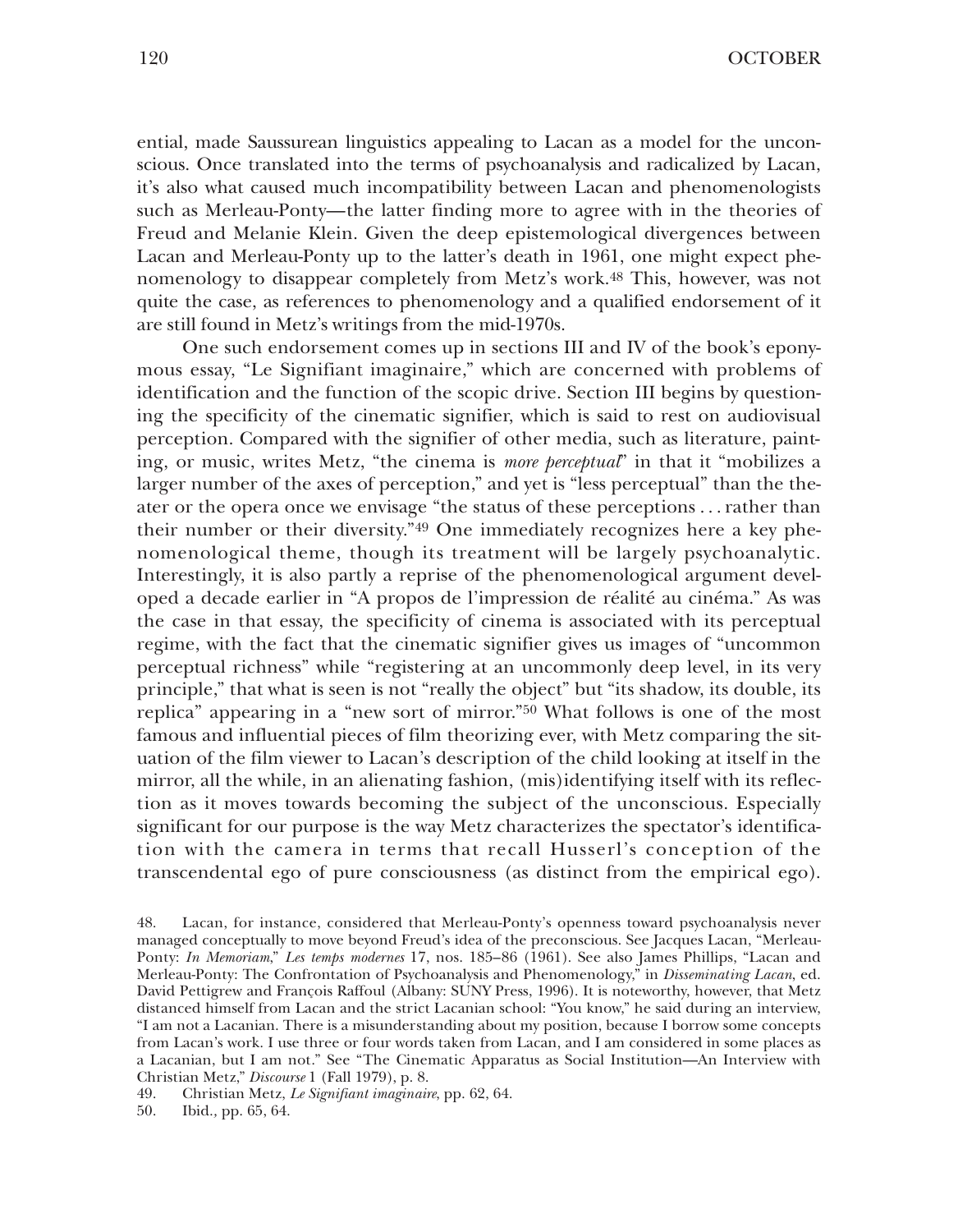ential, made Saussurean linguistics appealing to Lacan as a model for the unconscious. Once translated into the terms of psychoanalysis and radicalized by Lacan, it's also what caused much incompatibility between Lacan and phenomenologists such as Merleau-Ponty—the latter finding more to agree with in the theories of Freud and Melanie Klein. Given the deep epistemological divergences between Lacan and Merleau-Ponty up to the latter's death in 1961, one might expect phenomenology to disappear completely from Metz's work.[48] This, however, was not quite the case, as references to phenomenology and a qualified endorsement of it are still found in Metz's writings from the mid-1970s.

One such endorsement comes up in sections III and IV of the book's eponymous essay, "Le Signifiant imaginaire," which are concerned with problems of identification and the function of the scopic drive. Section III begins by questioning the specificity of the cinematic signifier, which is said to rest on audiovisual perception. Compared with the signifier of other media, such as literature, painting, or music, writes Metz, "the cinema is *more perceptual*" in that it "mobilizes a larger number of the axes of perception," and yet is "less perceptual" than the theater or the opera once we envisage "the status of these perceptions . . . rather than their number or their diversity."[49] One immediately recognizes here a key phenomenological theme, though its treatment will be largely psychoanalytic. Interestingly, it is also partly a reprise of the phenomenological argument developed a decade earlier in "A propos de l'impression de réalité au cinéma." As was the case in that essay, the specificity of cinema is associated with its perceptual regime, with the fact that the cinematic signifier gives us images of "uncommon perceptual richness" while "registering at an uncommonly deep level, in its very principle," that what is seen is not "really the object" but "its shadow, its double, its replica" appearing in a "new sort of mirror."[50] What follows is one of the most famous and influential pieces of film theorizing ever, with Metz comparing the situation of the film viewer to Lacan's description of the child looking at itself in the mirror, all the while, in an alienating fashion, (mis)identifying itself with its reflection as it moves towards becoming the subject of the unconscious. Especially significant for our purpose is the way Metz characterizes the spectator's identification with the camera in terms that recall Husserl's conception of the transcendental ego of pure consciousness (as distinct from the empirical ego).

48. Lacan, for instance, considered that Merleau-Ponty's openness toward psychoanalysis never managed conceptually to move beyond Freud's idea of the preconscious. See Jacques Lacan, "Merleau-Ponty: *In Memoriam*," *Les temps modernes* 17, nos. 185–86 (1961). See also James Phillips, "Lacan and Merleau-Ponty: The Confrontation of Psychoanalysis and Phenomenology," in *Disseminating Lacan*, ed. David Pettigrew and François Raffoul (Albany: SUNY Press, 1996). It is noteworthy, however, that Metz distanced himself from Lacan and the strict Lacanian school: "You know," he said during an interview, "I am not a Lacanian. There is a misunderstanding about my position, because I borrow some concepts from Lacan's work. I use three or four words taken from Lacan, and I am considered in some places as a Lacanian, but I am not." See "The Cinematic Apparatus as Social Institution—An Interview with Christian Metz," *Discourse* 1 (Fall 1979), p. 8.

49. Christian Metz, *Le Signifiant imaginaire*, pp. 62, 64.

50. Ibid., pp. 65, 64.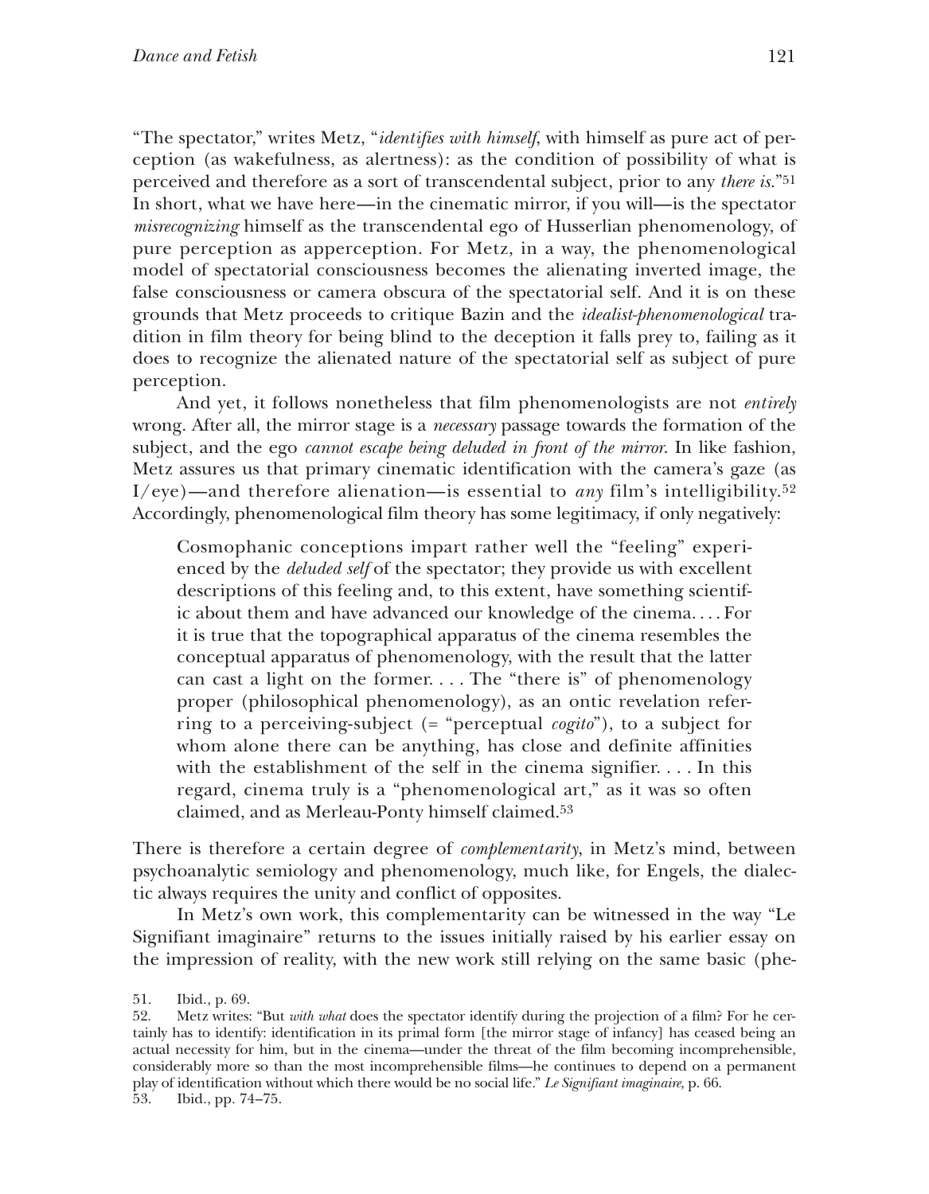"The spectator," writes Metz, "*identifies with himself*, with himself as pure act of perception (as wakefulness, as alertness): as the condition of possibility of what is perceived and therefore as a sort of transcendental subject, prior to any *there is*."[51] In short, what we have here—in the cinematic mirror, if you will—is the spectator *misrecognizing* himself as the transcendental ego of Husserlian phenomenology, of pure perception as apperception. For Metz, in a way, the phenomenological model of spectatorial consciousness becomes the alienating inverted image, the false consciousness or camera obscura of the spectatorial self. And it is on these grounds that Metz proceeds to critique Bazin and the *idealist-phenomenological* tradition in film theory for being blind to the deception it falls prey to, failing as it does to recognize the alienated nature of the spectatorial self as subject of pure perception.

And yet, it follows nonetheless that film phenomenologists are not *entirely* wrong. After all, the mirror stage is a *necessary* passage towards the formation of the subject, and the ego *cannot escape being deluded in front of the mirror*. In like fashion, Metz assures us that primary cinematic identification with the camera's gaze (as I/eye)—and therefore alienation—is essential to *any* film's intelligibility.[52] Accordingly, phenomenological film theory has some legitimacy, if only negatively:

> Cosmophanic conceptions impart rather well the "feeling" experienced by the *deluded self* of the spectator; they provide us with excellent descriptions of this feeling and, to this extent, have something scientific about them and have advanced our knowledge of the cinema. . . . For it is true that the topographical apparatus of the cinema resembles the conceptual apparatus of phenomenology, with the result that the latter can cast a light on the former. . . . The "there is" of phenomenology proper (philosophical phenomenology), as an ontic revelation referring to a perceiving-subject (= "perceptual *cogito*"), to a subject for whom alone there can be anything, has close and definite affinities with the establishment of the self in the cinema signifier. . . . In this regard, cinema truly is a "phenomenological art," as it was so often claimed, and as Merleau-Ponty himself claimed.[53]

There is therefore a certain degree of *complementarity*, in Metz's mind, between psychoanalytic semiology and phenomenology, much like, for Engels, the dialectic always requires the unity and conflict of opposites.

In Metz's own work, this complementarity can be witnessed in the way "Le Signifiant imaginaire" returns to the issues initially raised by his earlier essay on the impression of reality, with the new work still relying on the same basic (phe-

51. Ibid., p. 69.

52. Metz writes: "But *with what* does the spectator identify during the projection of a film? For he certainly has to identify: identification in its primal form [the mirror stage of infancy] has ceased being an actual necessity for him, but in the cinema—under the threat of the film becoming incomprehensible, considerably more so than the most incomprehensible films—he continues to depend on a permanent play of identification without which there would be no social life." *Le Signifiant imaginaire*, p. 66.

53. Ibid., pp. 74–75.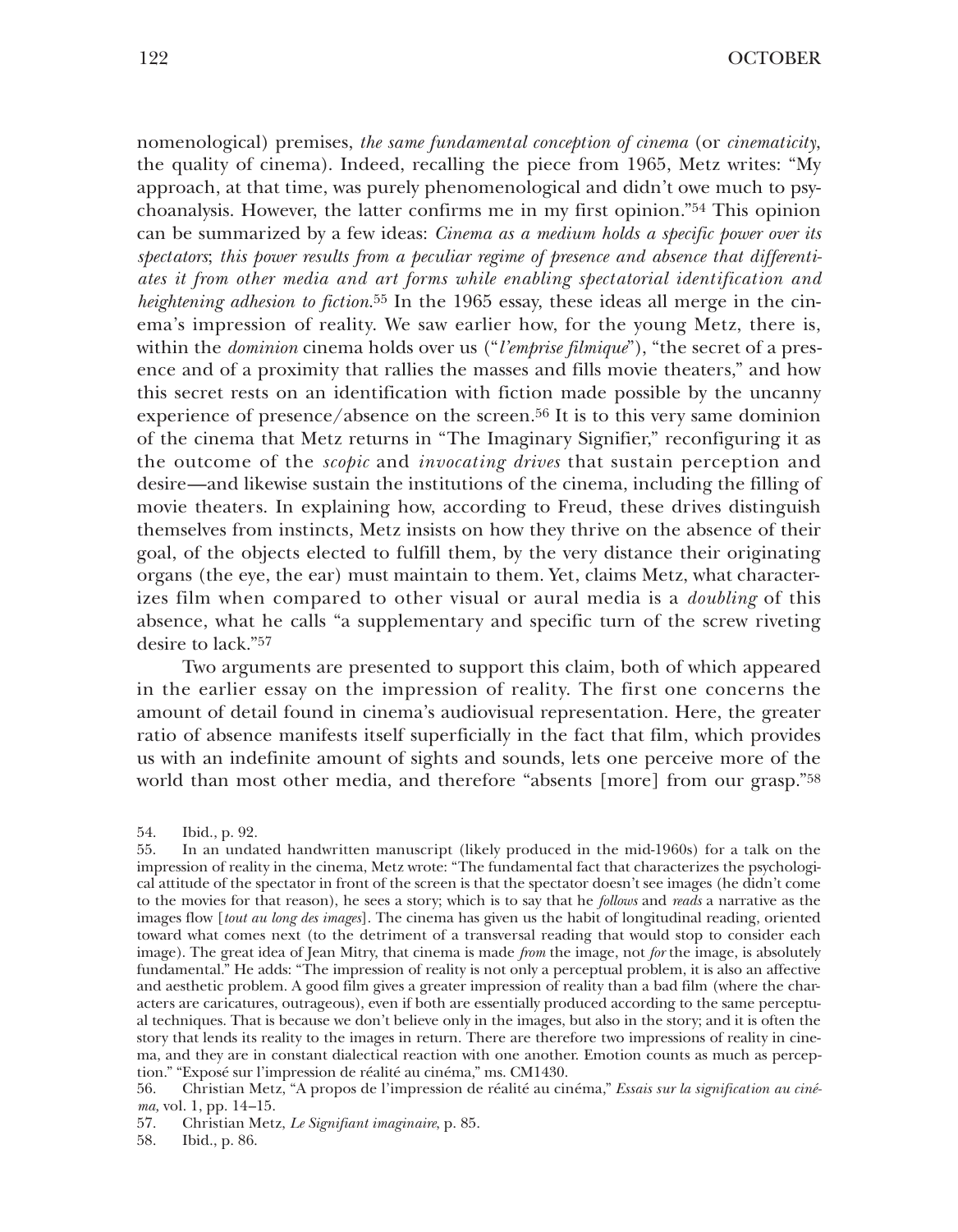nomenological) premises, *the same fundamental conception of cinema* (or *cinematicity*, the quality of cinema). Indeed, recalling the piece from 1965, Metz writes: "My approach, at that time, was purely phenomenological and didn't owe much to psychoanalysis. However, the latter confirms me in my first opinion."[54] This opinion can be summarized by a few ideas: *Cinema as a medium holds a specific power over its spectators*; *this power results from a peculiar regime of presence and absence that differentiates it from other media and art forms while enabling spectatorial identification and heightening adhesion to fiction.*[55] In the 1965 essay, these ideas all merge in the cinema's impression of reality. We saw earlier how, for the young Metz, there is, within the *dominion* cinema holds over us ("*l'emprise filmique*"), "the secret of a presence and of a proximity that rallies the masses and fills movie theaters," and how this secret rests on an identification with fiction made possible by the uncanny experience of presence/absence on the screen.[56] It is to this very same dominion of the cinema that Metz returns in "The Imaginary Signifier," reconfiguring it as the outcome of the *scopic* and *invocating drives* that sustain perception and desire—and likewise sustain the institutions of the cinema, including the filling of movie theaters. In explaining how, according to Freud, these drives distinguish themselves from instincts, Metz insists on how they thrive on the absence of their goal, of the objects elected to fulfill them, by the very distance their originating organs (the eye, the ear) must maintain to them. Yet, claims Metz, what characterizes film when compared to other visual or aural media is a *doubling* of this absence, what he calls "a supplementary and specific turn of the screw riveting desire to lack."[57]

Two arguments are presented to support this claim, both of which appeared in the earlier essay on the impression of reality. The first one concerns the amount of detail found in cinema's audiovisual representation. Here, the greater ratio of absence manifests itself superficially in the fact that film, which provides us with an indefinite amount of sights and sounds, lets one perceive more of the world than most other media, and therefore "absents [more] from our grasp."[58]

54. Ibid., p. 92.

55. In an undated handwritten manuscript (likely produced in the mid-1960s) for a talk on the impression of reality in the cinema, Metz wrote: "The fundamental fact that characterizes the psychological attitude of the spectator in front of the screen is that the spectator doesn't see images (he didn't come to the movies for that reason), he sees a story; which is to say that he *follows* and *reads* a narrative as the images flow [*tout au long des images*]. The cinema has given us the habit of longitudinal reading, oriented toward what comes next (to the detriment of a transversal reading that would stop to consider each image). The great idea of Jean Mitry, that cinema is made *from* the image, not *for* the image, is absolutely fundamental." He adds: "The impression of reality is not only a perceptual problem, it is also an affective and aesthetic problem. A good film gives a greater impression of reality than a bad film (where the characters are caricatures, outrageous), even if both are essentially produced according to the same perceptual techniques. That is because we don't believe only in the images, but also in the story; and it is often the story that lends its reality to the images in return. There are therefore two impressions of reality in cinema, and they are in constant dialectical reaction with one another. Emotion counts as much as perception." "Exposé sur l'impression de réalité au cinéma," ms. CM1430.

56. Christian Metz, "A propos de l'impression de réalité au cinéma," *Essais sur la signification au cinéma,* vol. 1, pp. 14–15.

57. Christian Metz, *Le Signifiant imaginaire,* p. 85.

58. Ibid., p. 86.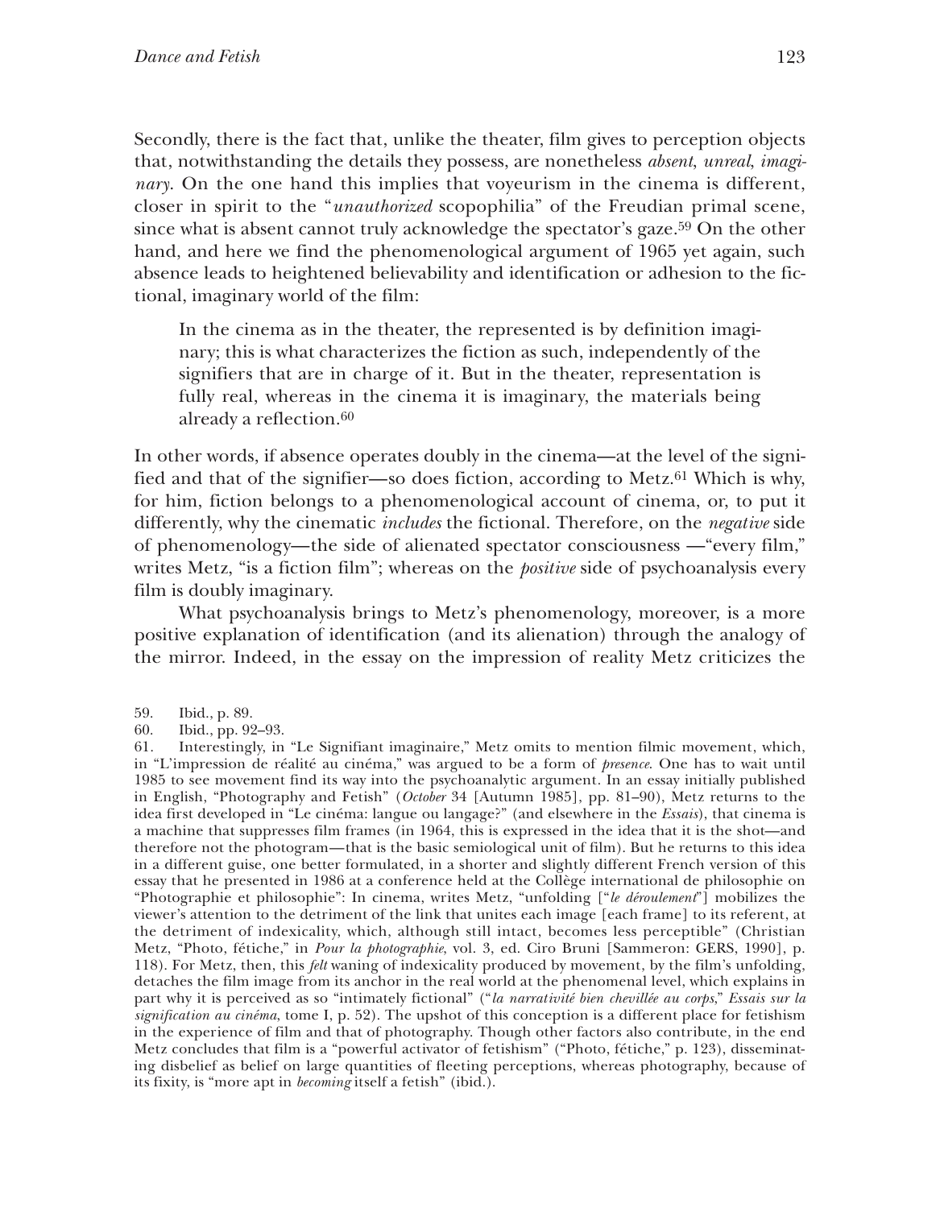Secondly, there is the fact that, unlike the theater, film gives to perception objects that, notwithstanding the details they possess, are nonetheless *absent*, *unreal*, *imaginary*. On the one hand this implies that voyeurism in the cinema is different, closer in spirit to the "*unauthorized* scopophilia" of the Freudian primal scene, since what is absent cannot truly acknowledge the spectator's gaze.[59] On the other hand, and here we find the phenomenological argument of 1965 yet again, such absence leads to heightened believability and identification or adhesion to the fictional, imaginary world of the film:

> In the cinema as in the theater, the represented is by definition imaginary; this is what characterizes the fiction as such, independently of the signifiers that are in charge of it. But in the theater, representation is fully real, whereas in the cinema it is imaginary, the materials being already a reflection.[60]

In other words, if absence operates doubly in the cinema—at the level of the signified and that of the signifier—so does fiction, according to Metz.[61] Which is why, for him, fiction belongs to a phenomenological account of cinema, or, to put it differently, why the cinematic *includes* the fictional. Therefore, on the *negative* side of phenomenology—the side of alienated spectator consciousness —"every film," writes Metz, "is a fiction film"; whereas on the *positive* side of psychoanalysis every film is doubly imaginary.

What psychoanalysis brings to Metz's phenomenology, moreover, is a more positive explanation of identification (and its alienation) through the analogy of the mirror. Indeed, in the essay on the impression of reality Metz criticizes the

59. Ibid., p. 89.

60. Ibid., pp. 92–93.

61. Interestingly, in "Le Signifiant imaginaire," Metz omits to mention filmic movement, which, in "L'impression de réalité au cinéma," was argued to be a form of *presence*. One has to wait until 1985 to see movement find its way into the psychoanalytic argument. In an essay initially published in English, "Photography and Fetish" (*October* 34 [Autumn 1985], pp. 81–90), Metz returns to the idea first developed in "Le cinéma: langue ou langage?" (and elsewhere in the *Essais*), that cinema is a machine that suppresses film frames (in 1964, this is expressed in the idea that it is the shot—and therefore not the photogram—that is the basic semiological unit of film). But he returns to this idea in a different guise, one better formulated, in a shorter and slightly different French version of this essay that he presented in 1986 at a conference held at the Collège international de philosophie on "Photographie et philosophie": In cinema, writes Metz, "unfolding ["*le déroulement*"] mobilizes the viewer's attention to the detriment of the link that unites each image [each frame] to its referent, at the detriment of indexicality, which, although still intact, becomes less perceptible" (Christian Metz, "Photo, fétiche," in *Pour la photographie*, vol. 3, ed. Ciro Bruni [Sammeron: GERS, 1990], p. 118). For Metz, then, this *felt* waning of indexicality produced by movement, by the film's unfolding, detaches the film image from its anchor in the real world at the phenomenal level, which explains in part why it is perceived as so "intimately fictional" ("*la narrativité bien chevillée au corps*," *Essais sur la signification au cinéma*, tome I, p. 52). The upshot of this conception is a different place for fetishism in the experience of film and that of photography. Though other factors also contribute, in the end Metz concludes that film is a "powerful activator of fetishism" ("Photo, fétiche," p. 123), disseminating disbelief as belief on large quantities of fleeting perceptions, whereas photography, because of its fixity, is "more apt in *becoming* itself a fetish" (ibid.).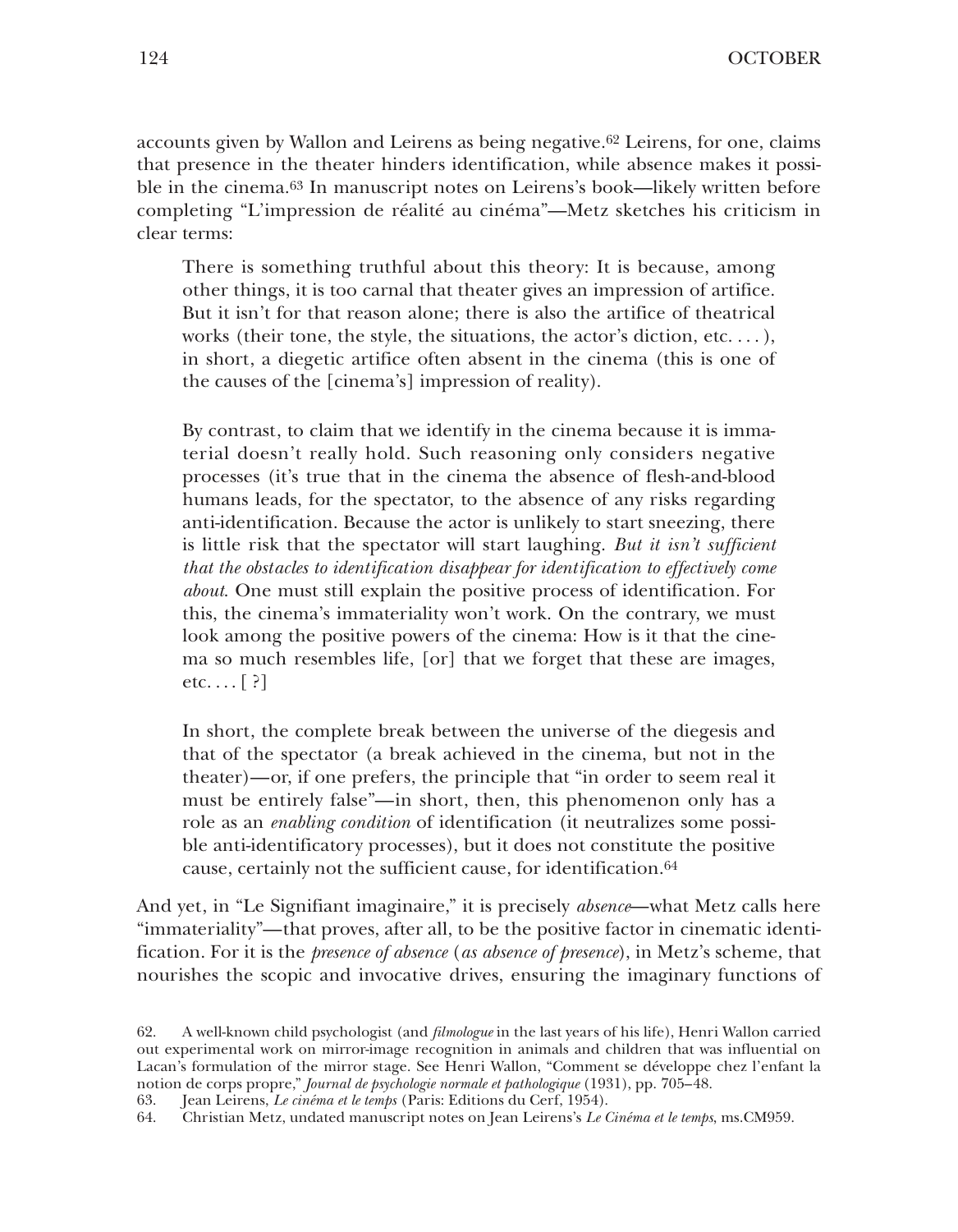accounts given by Wallon and Leirens as being negative.[62] Leirens, for one, claims that presence in the theater hinders identification, while absence makes it possible in the cinema.[63] In manuscript notes on Leirens's book—likely written before completing "L'impression de réalité au cinéma"—Metz sketches his criticism in clear terms:

> There is something truthful about this theory: It is because, among other things, it is too carnal that theater gives an impression of artifice. But it isn't for that reason alone; there is also the artifice of theatrical works (their tone, the style, the situations, the actor's diction, etc. . . . ), in short, a diegetic artifice often absent in the cinema (this is one of the causes of the [cinema's] impression of reality).
>
> By contrast, to claim that we identify in the cinema because it is immaterial doesn't really hold. Such reasoning only considers negative processes (it's true that in the cinema the absence of flesh-and-blood humans leads, for the spectator, to the absence of any risks regarding anti-identification. Because the actor is unlikely to start sneezing, there is little risk that the spectator will start laughing. *But it isn't sufficient that the obstacles to identification disappear for identification to effectively come about.* One must still explain the positive process of identification. For this, the cinema's immateriality won't work. On the contrary, we must look among the positive powers of the cinema: How is it that the cinema so much resembles life, [or] that we forget that these are images, etc. . . . [ ?]
>
> In short, the complete break between the universe of the diegesis and that of the spectator (a break achieved in the cinema, but not in the theater)—or, if one prefers, the principle that "in order to seem real it must be entirely false"—in short, then, this phenomenon only has a role as an *enabling condition* of identification (it neutralizes some possible anti-identificatory processes), but it does not constitute the positive cause, certainly not the sufficient cause, for identification.[64]

And yet, in "Le Signifiant imaginaire," it is precisely *absence*—what Metz calls here "immateriality"—that proves, after all, to be the positive factor in cinematic identification. For it is the *presence of absence* (*as absence of presence*), in Metz's scheme, that nourishes the scopic and invocative drives, ensuring the imaginary functions of

62. A well-known child psychologist (and *filmologue* in the last years of his life), Henri Wallon carried out experimental work on mirror-image recognition in animals and children that was influential on Lacan's formulation of the mirror stage. See Henri Wallon, "Comment se développe chez l'enfant la notion de corps propre," *Journal de psychologie normale et pathologique* (1931), pp. 705–48.

63. Jean Leirens, *Le cinéma et le temps* (Paris: Editions du Cerf, 1954).

64. Christian Metz, undated manuscript notes on Jean Leirens's *Le Cinéma et le temps*, ms.CM959.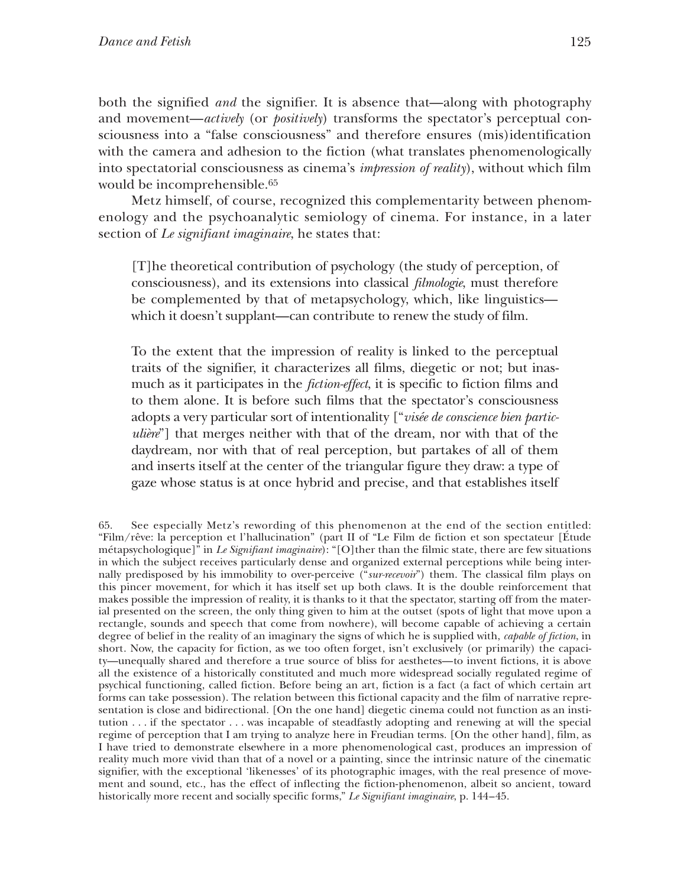both the signified *and* the signifier. It is absence that—along with photography and movement—*actively* (or *positively*) transforms the spectator's perceptual consciousness into a "false consciousness" and therefore ensures (mis)identification with the camera and adhesion to the fiction (what translates phenomenologically into spectatorial consciousness as cinema's *impression of reality*), without which film would be incomprehensible.[65]

Metz himself, of course, recognized this complementarity between phenomenology and the psychoanalytic semiology of cinema. For instance, in a later section of *Le signifiant imaginaire*, he states that:

> [T]he theoretical contribution of psychology (the study of perception, of consciousness), and its extensions into classical *filmologie*, must therefore be complemented by that of metapsychology, which, like linguistics—which it doesn't supplant—can contribute to renew the study of film.
>
> To the extent that the impression of reality is linked to the perceptual traits of the signifier, it characterizes all films, diegetic or not; but inasmuch as it participates in the *fiction-effect*, it is specific to fiction films and to them alone. It is before such films that the spectator's consciousness adopts a very particular sort of intentionality ["*visée de conscience bien particulière*"] that merges neither with that of the dream, nor with that of the daydream, nor with that of real perception, but partakes of all of them and inserts itself at the center of the triangular figure they draw: a type of gaze whose status is at once hybrid and precise, and that establishes itself

65. See especially Metz's rewording of this phenomenon at the end of the section entitled: "Film/rêve: la perception et l'hallucination" (part II of "Le Film de fiction et son spectateur [Étude métapsychologique]" in *Le Signifiant imaginaire*): "[O]ther than the filmic state, there are few situations in which the subject receives particularly dense and organized external perceptions while being internally predisposed by his immobility to over-perceive ("*sur-recevoir*") them. The classical film plays on this pincer movement, for which it has itself set up both claws. It is the double reinforcement that makes possible the impression of reality, it is thanks to it that the spectator, starting off from the material presented on the screen, the only thing given to him at the outset (spots of light that move upon a rectangle, sounds and speech that come from nowhere), will become capable of achieving a certain degree of belief in the reality of an imaginary the signs of which he is supplied with, *capable of fiction*, in short. Now, the capacity for fiction, as we too often forget, isn't exclusively (or primarily) the capacity—unequally shared and therefore a true source of bliss for aesthetes—to invent fictions, it is above all the existence of a historically constituted and much more widespread socially regulated regime of psychical functioning, called fiction. Before being an art, fiction is a fact (a fact of which certain art forms can take possession). The relation between this fictional capacity and the film of narrative representation is close and bidirectional. [On the one hand] diegetic cinema could not function as an institution . . . if the spectator . . . was incapable of steadfastly adopting and renewing at will the special regime of perception that I am trying to analyze here in Freudian terms. [On the other hand], film, as I have tried to demonstrate elsewhere in a more phenomenological cast, produces an impression of reality much more vivid than that of a novel or a painting, since the intrinsic nature of the cinematic signifier, with the exceptional 'likenesses' of its photographic images, with the real presence of movement and sound, etc., has the effect of inflecting the fiction-phenomenon, albeit so ancient, toward historically more recent and socially specific forms," *Le Signifiant imaginaire*, p. 144–45.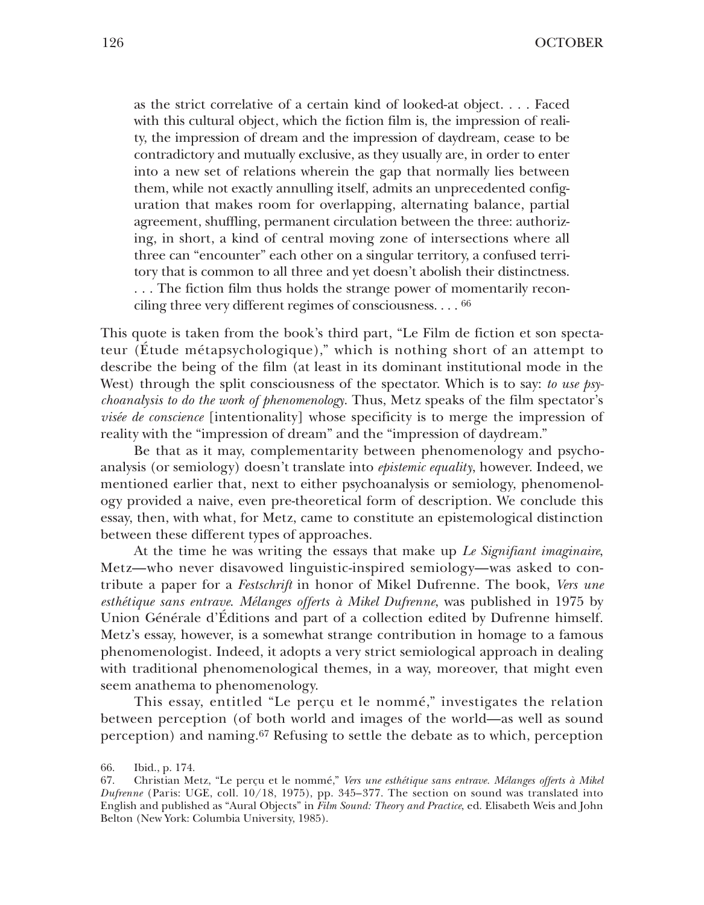> as the strict correlative of a certain kind of looked-at object. . . . Faced with this cultural object, which the fiction film is, the impression of reality, the impression of dream and the impression of daydream, cease to be contradictory and mutually exclusive, as they usually are, in order to enter into a new set of relations wherein the gap that normally lies between them, while not exactly annulling itself, admits an unprecedented configuration that makes room for overlapping, alternating balance, partial agreement, shuffling, permanent circulation between the three: authorizing, in short, a kind of central moving zone of intersections where all three can "encounter" each other on a singular territory, a confused territory that is common to all three and yet doesn't abolish their distinctness. . . . The fiction film thus holds the strange power of momentarily reconciling three very different regimes of consciousness. . . . [66]

This quote is taken from the book's third part, "Le Film de fiction et son spectateur (Étude métapsychologique)," which is nothing short of an attempt to describe the being of the film (at least in its dominant institutional mode in the West) through the split consciousness of the spectator. Which is to say: *to use psychoanalysis to do the work of phenomenology.* Thus, Metz speaks of the film spectator's *visée de conscience* [intentionality] whose specificity is to merge the impression of reality with the "impression of dream" and the "impression of daydream."

Be that as it may, complementarity between phenomenology and psychoanalysis (or semiology) doesn't translate into *epistemic equality*, however. Indeed, we mentioned earlier that, next to either psychoanalysis or semiology, phenomenology provided a naive, even pre-theoretical form of description. We conclude this essay, then, with what, for Metz, came to constitute an epistemological distinction between these different types of approaches.

At the time he was writing the essays that make up *Le Signifiant imaginaire*, Metz—who never disavowed linguistic-inspired semiology—was asked to contribute a paper for a *Festschrift* in honor of Mikel Dufrenne. The book, *Vers une esthétique sans entrave. Mélanges offerts à Mikel Dufrenne*, was published in 1975 by Union Générale d'Éditions and part of a collection edited by Dufrenne himself. Metz's essay, however, is a somewhat strange contribution in homage to a famous phenomenologist. Indeed, it adopts a very strict semiological approach in dealing with traditional phenomenological themes, in a way, moreover, that might even seem anathema to phenomenology.

This essay, entitled "Le perçu et le nommé," investigates the relation between perception (of both world and images of the world—as well as sound perception) and naming.[67] Refusing to settle the debate as to which, perception

66. Ibid., p. 174.
67. Christian Metz, "Le perçu et le nommé," *Vers une esthétique sans entrave. Mélanges offerts à Mikel Dufrenne* (Paris: UGE, coll. 10/18, 1975), pp. 345–377. The section on sound was translated into English and published as "Aural Objects" in *Film Sound: Theory and Practice*, ed. Elisabeth Weis and John Belton (New York: Columbia University, 1985).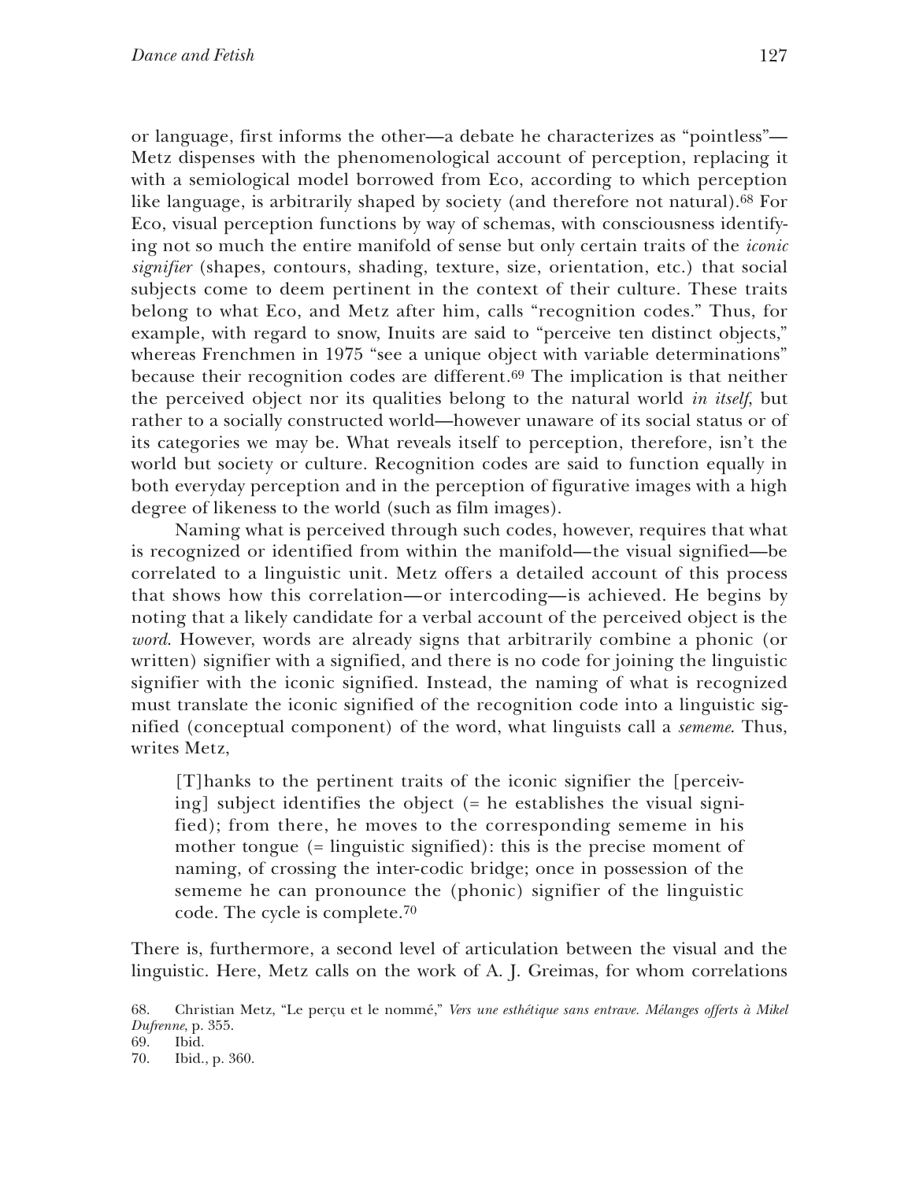or language, first informs the other—a debate he characterizes as "pointless"—Metz dispenses with the phenomenological account of perception, replacing it with a semiological model borrowed from Eco, according to which perception like language, is arbitrarily shaped by society (and therefore not natural).[68] For Eco, visual perception functions by way of schemas, with consciousness identifying not so much the entire manifold of sense but only certain traits of the *iconic signifier* (shapes, contours, shading, texture, size, orientation, etc.) that social subjects come to deem pertinent in the context of their culture. These traits belong to what Eco, and Metz after him, calls "recognition codes." Thus, for example, with regard to snow, Inuits are said to "perceive ten distinct objects," whereas Frenchmen in 1975 "see a unique object with variable determinations" because their recognition codes are different.[69] The implication is that neither the perceived object nor its qualities belong to the natural world *in itself*, but rather to a socially constructed world—however unaware of its social status or of its categories we may be. What reveals itself to perception, therefore, isn't the world but society or culture. Recognition codes are said to function equally in both everyday perception and in the perception of figurative images with a high degree of likeness to the world (such as film images).

Naming what is perceived through such codes, however, requires that what is recognized or identified from within the manifold—the visual signified—be correlated to a linguistic unit. Metz offers a detailed account of this process that shows how this correlation—or intercoding—is achieved. He begins by noting that a likely candidate for a verbal account of the perceived object is the *word*. However, words are already signs that arbitrarily combine a phonic (or written) signifier with a signified, and there is no code for joining the linguistic signifier with the iconic signified. Instead, the naming of what is recognized must translate the iconic signified of the recognition code into a linguistic signified (conceptual component) of the word, what linguists call a *sememe*. Thus, writes Metz,

> [T]hanks to the pertinent traits of the iconic signifier the [perceiving] subject identifies the object (= he establishes the visual signified); from there, he moves to the corresponding sememe in his mother tongue (= linguistic signified): this is the precise moment of naming, of crossing the inter-codic bridge; once in possession of the sememe he can pronounce the (phonic) signifier of the linguistic code. The cycle is complete.[70]

There is, furthermore, a second level of articulation between the visual and the linguistic. Here, Metz calls on the work of A. J. Greimas, for whom correlations

68. Christian Metz, "Le perçu et le nommé," *Vers une esthétique sans entrave. Mélanges offerts à Mikel Dufrenne*, p. 355.

69. Ibid.

70. Ibid., p. 360.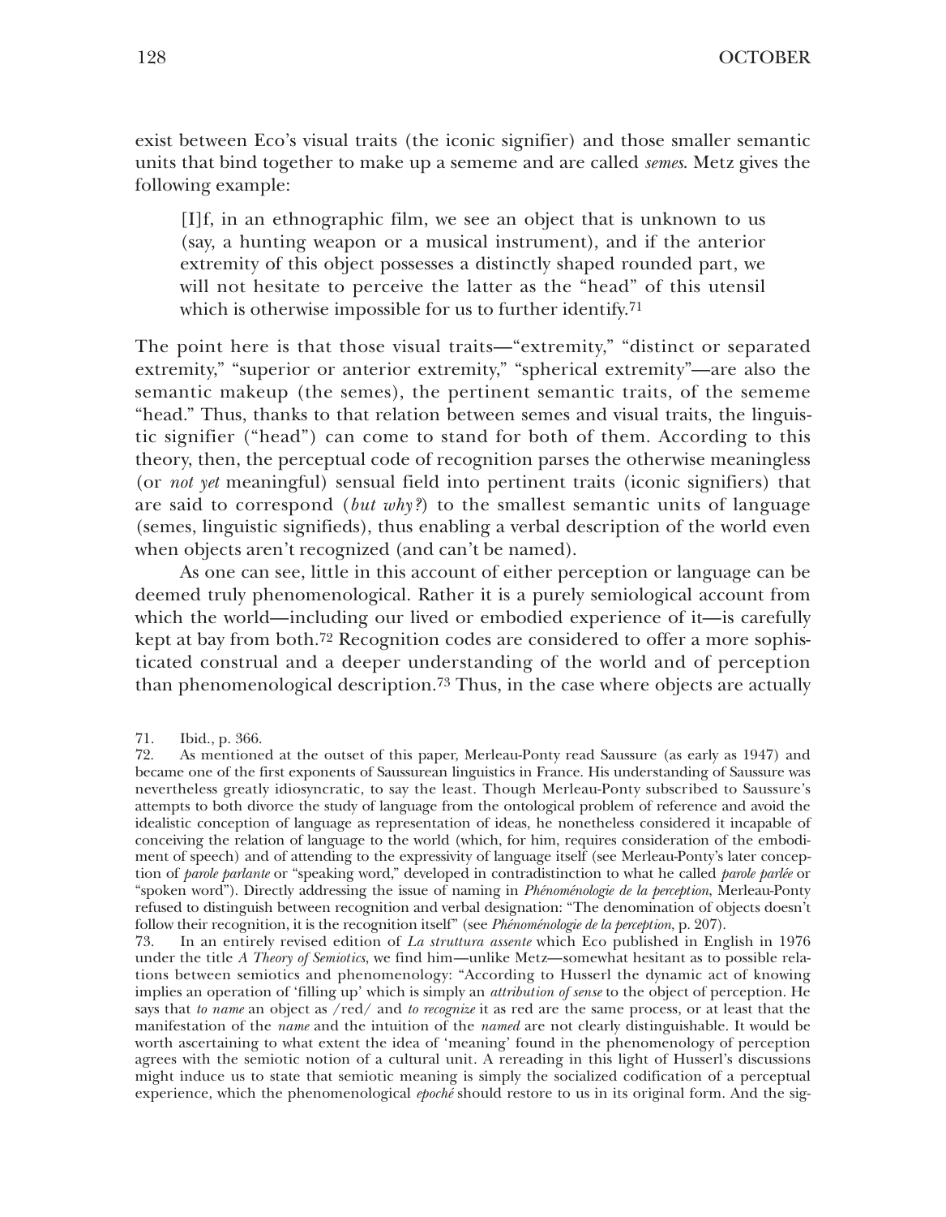exist between Eco's visual traits (the iconic signifier) and those smaller semantic units that bind together to make up a sememe and are called *semes*. Metz gives the following example:

> [I]f, in an ethnographic film, we see an object that is unknown to us (say, a hunting weapon or a musical instrument), and if the anterior extremity of this object possesses a distinctly shaped rounded part, we will not hesitate to perceive the latter as the "head" of this utensil which is otherwise impossible for us to further identify.[71]

The point here is that those visual traits—"extremity," "distinct or separated extremity," "superior or anterior extremity," "spherical extremity"—are also the semantic makeup (the semes), the pertinent semantic traits, of the sememe "head." Thus, thanks to that relation between semes and visual traits, the linguistic signifier ("head") can come to stand for both of them. According to this theory, then, the perceptual code of recognition parses the otherwise meaningless (or *not yet* meaningful) sensual field into pertinent traits (iconic signifiers) that are said to correspond (*but why?*) to the smallest semantic units of language (semes, linguistic signifieds), thus enabling a verbal description of the world even when objects aren't recognized (and can't be named).

As one can see, little in this account of either perception or language can be deemed truly phenomenological. Rather it is a purely semiological account from which the world—including our lived or embodied experience of it—is carefully kept at bay from both.[72] Recognition codes are considered to offer a more sophisticated construal and a deeper understanding of the world and of perception than phenomenological description.[73] Thus, in the case where objects are actually

71. Ibid., p. 366.

72. As mentioned at the outset of this paper, Merleau-Ponty read Saussure (as early as 1947) and became one of the first exponents of Saussurean linguistics in France. His understanding of Saussure was nevertheless greatly idiosyncratic, to say the least. Though Merleau-Ponty subscribed to Saussure's attempts to both divorce the study of language from the ontological problem of reference and avoid the idealistic conception of language as representation of ideas, he nonetheless considered it incapable of conceiving the relation of language to the world (which, for him, requires consideration of the embodiment of speech) and of attending to the expressivity of language itself (see Merleau-Ponty's later conception of *parole parlante* or "speaking word," developed in contradistinction to what he called *parole parlée* or "spoken word"). Directly addressing the issue of naming in *Phénoménologie de la perception*, Merleau-Ponty refused to distinguish between recognition and verbal designation: "The denomination of objects doesn't follow their recognition, it is the recognition itself" (see *Phénoménologie de la perception*, p. 207).

73. In an entirely revised edition of *La struttura assente* which Eco published in English in 1976 under the title *A Theory of Semiotics*, we find him—unlike Metz—somewhat hesitant as to possible relations between semiotics and phenomenology: "According to Husserl the dynamic act of knowing implies an operation of 'filling up' which is simply an *attribution of sense* to the object of perception. He says that *to name* an object as /red/ and *to recognize* it as red are the same process, or at least that the manifestation of the *name* and the intuition of the *named* are not clearly distinguishable. It would be worth ascertaining to what extent the idea of 'meaning' found in the phenomenology of perception agrees with the semiotic notion of a cultural unit. A rereading in this light of Husserl's discussions might induce us to state that semiotic meaning is simply the socialized codification of a perceptual experience, which the phenomenological *epoché* should restore to us in its original form. And the sig-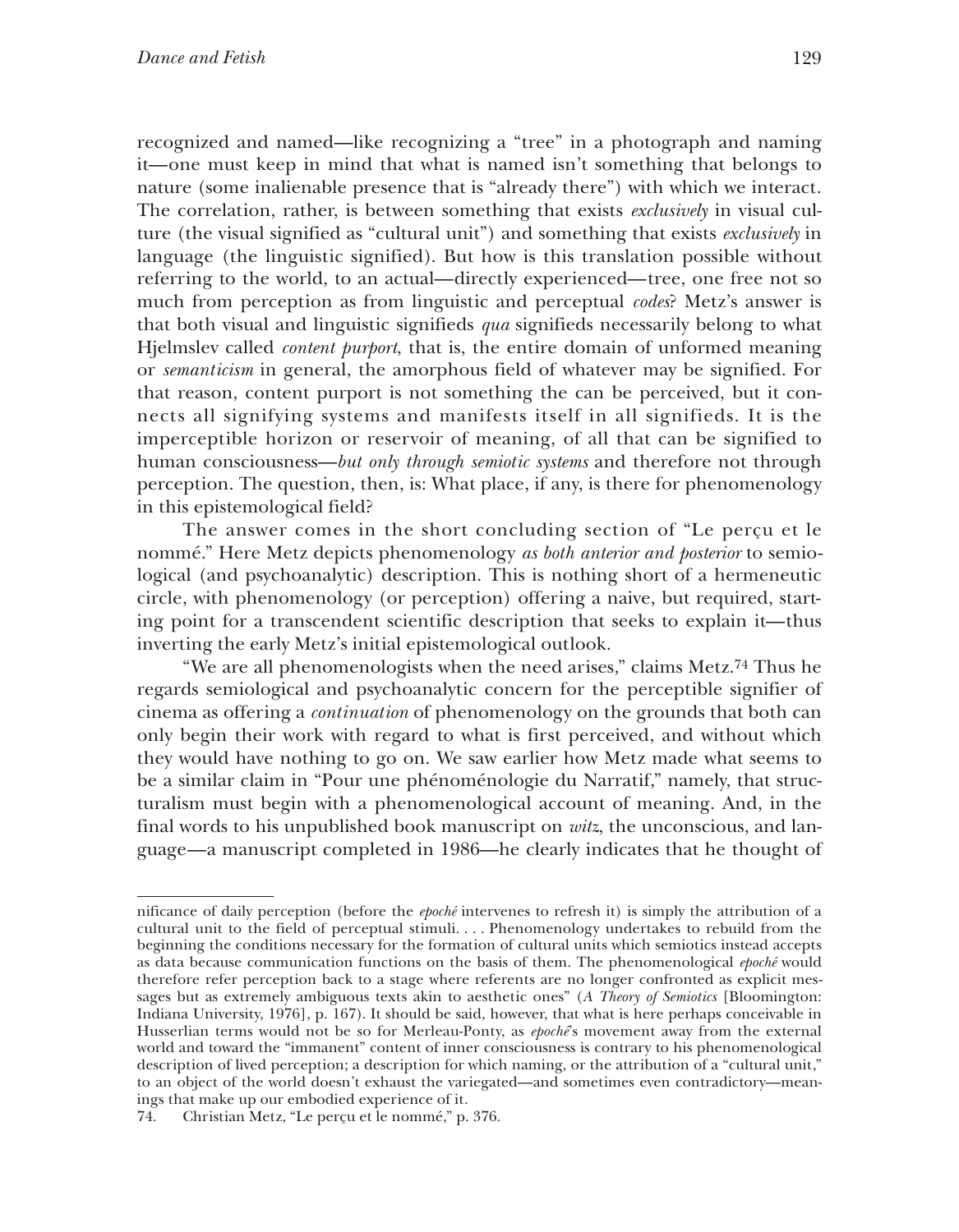recognized and named—like recognizing a "tree" in a photograph and naming it—one must keep in mind that what is named isn't something that belongs to nature (some inalienable presence that is "already there") with which we interact. The correlation, rather, is between something that exists *exclusively* in visual culture (the visual signified as "cultural unit") and something that exists *exclusively* in language (the linguistic signified). But how is this translation possible without referring to the world, to an actual—directly experienced—tree, one free not so much from perception as from linguistic and perceptual *codes*? Metz's answer is that both visual and linguistic signifieds *qua* signifieds necessarily belong to what Hjelmslev called *content purport*, that is, the entire domain of unformed meaning or *semanticism* in general, the amorphous field of whatever may be signified. For that reason, content purport is not something the can be perceived, but it connects all signifying systems and manifests itself in all signifieds. It is the imperceptible horizon or reservoir of meaning, of all that can be signified to human consciousness—*but only through semiotic systems* and therefore not through perception. The question, then, is: What place, if any, is there for phenomenology in this epistemological field?

The answer comes in the short concluding section of "Le perçu et le nommé." Here Metz depicts phenomenology *as both anterior and posterior* to semiological (and psychoanalytic) description. This is nothing short of a hermeneutic circle, with phenomenology (or perception) offering a naive, but required, starting point for a transcendent scientific description that seeks to explain it—thus inverting the early Metz's initial epistemological outlook.

"We are all phenomenologists when the need arises," claims Metz.[74] Thus he regards semiological and psychoanalytic concern for the perceptible signifier of cinema as offering a *continuation* of phenomenology on the grounds that both can only begin their work with regard to what is first perceived, and without which they would have nothing to go on. We saw earlier how Metz made what seems to be a similar claim in "Pour une phénoménologie du Narratif," namely, that structuralism must begin with a phenomenological account of meaning. And, in the final words to his unpublished book manuscript on *witz*, the unconscious, and language—a manuscript completed in 1986—he clearly indicates that he thought of

---

nificance of daily perception (before the *epoché* intervenes to refresh it) is simply the attribution of a cultural unit to the field of perceptual stimuli. . . . Phenomenology undertakes to rebuild from the beginning the conditions necessary for the formation of cultural units which semiotics instead accepts as data because communication functions on the basis of them. The phenomenological *epoché* would therefore refer perception back to a stage where referents are no longer confronted as explicit messages but as extremely ambiguous texts akin to aesthetic ones" (*A Theory of Semiotics* [Bloomington: Indiana University, 1976], p. 167). It should be said, however, that what is here perhaps conceivable in Husserlian terms would not be so for Merleau-Ponty, as *epoché*'s movement away from the external world and toward the "immanent" content of inner consciousness is contrary to his phenomenological description of lived perception; a description for which naming, or the attribution of a "cultural unit," to an object of the world doesn't exhaust the variegated—and sometimes even contradictory—meanings that make up our embodied experience of it.

74. Christian Metz, "Le perçu et le nommé," p. 376.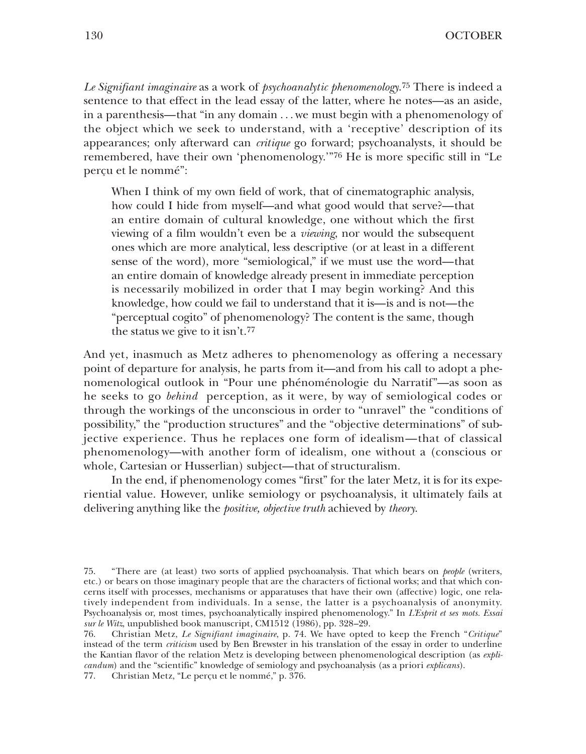*Le Signifiant imaginaire* as a work of *psychoanalytic phenomenology*.[75] There is indeed a sentence to that effect in the lead essay of the latter, where he notes—as an aside, in a parenthesis—that "in any domain . . . we must begin with a phenomenology of the object which we seek to understand, with a 'receptive' description of its appearances; only afterward can *critique* go forward; psychoanalysts, it should be remembered, have their own 'phenomenology.'"[76] He is more specific still in "Le perçu et le nommé":

> When I think of my own field of work, that of cinematographic analysis, how could I hide from myself—and what good would that serve?—that an entire domain of cultural knowledge, one without which the first viewing of a film wouldn't even be a *viewing*, nor would the subsequent ones which are more analytical, less descriptive (or at least in a different sense of the word), more "semiological," if we must use the word—that an entire domain of knowledge already present in immediate perception is necessarily mobilized in order that I may begin working? And this knowledge, how could we fail to understand that it is—is and is not—the "perceptual cogito" of phenomenology? The content is the same, though the status we give to it isn't.[77]

And yet, inasmuch as Metz adheres to phenomenology as offering a necessary point of departure for analysis, he parts from it—and from his call to adopt a phenomenological outlook in "Pour une phénoménologie du Narratif"—as soon as he seeks to go *behind* perception, as it were, by way of semiological codes or through the workings of the unconscious in order to "unravel" the "conditions of possibility," the "production structures" and the "objective determinations" of subjective experience. Thus he replaces one form of idealism—that of classical phenomenology—with another form of idealism, one without a (conscious or whole, Cartesian or Husserlian) subject—that of structuralism.

In the end, if phenomenology comes "first" for the later Metz, it is for its experiential value. However, unlike semiology or psychoanalysis, it ultimately fails at delivering anything like the *positive, objective truth* achieved by *theory*.

---

75. "There are (at least) two sorts of applied psychoanalysis. That which bears on *people* (writers, etc.) or bears on those imaginary people that are the characters of fictional works; and that which concerns itself with processes, mechanisms or apparatuses that have their own (affective) logic, one relatively independent from individuals. In a sense, the latter is a psychoanalysis of anonymity. Psychoanalysis or, most times, psychoanalytically inspired phenomenology." In *L'Esprit et ses mots. Essai sur le Witz*, unpublished book manuscript, CM1512 (1986), pp. 328–29.

76. Christian Metz, *Le Signifiant imaginaire*, p. 74. We have opted to keep the French "*Critique*" instead of the term *criticism* used by Ben Brewster in his translation of the essay in order to underline the Kantian flavor of the relation Metz is developing between phenomenological description (as *explicandum*) and the "scientific" knowledge of semiology and psychoanalysis (as a priori *explicans*).

77. Christian Metz, "Le perçu et le nommé," p. 376.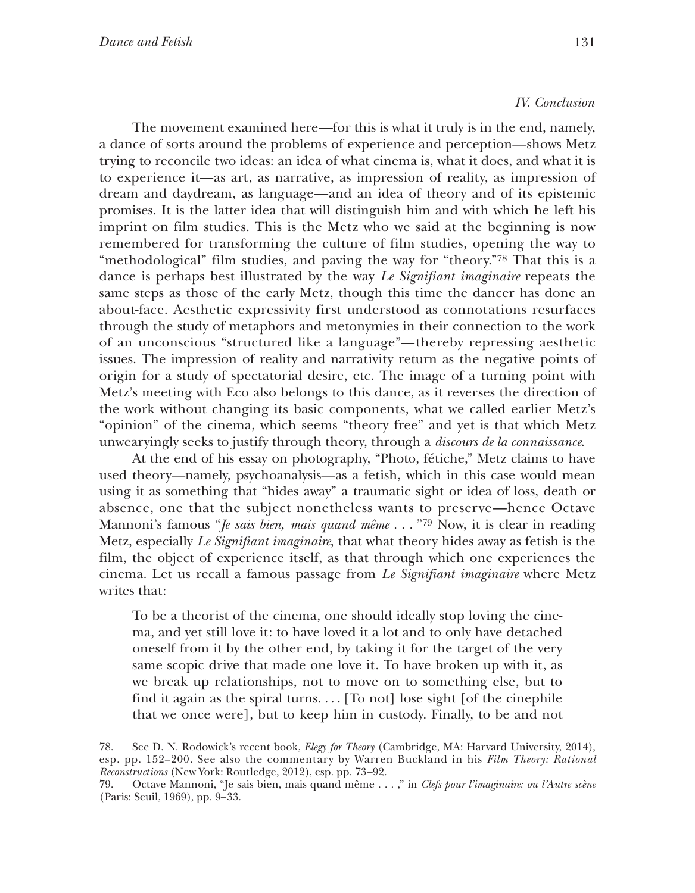### IV. Conclusion

The movement examined here—for this is what it truly is in the end, namely, a dance of sorts around the problems of experience and perception—shows Metz trying to reconcile two ideas: an idea of what cinema is, what it does, and what it is to experience it—as art, as narrative, as impression of reality, as impression of dream and daydream, as language—and an idea of theory and of its epistemic promises. It is the latter idea that will distinguish him and with which he left his imprint on film studies. This is the Metz who we said at the beginning is now remembered for transforming the culture of film studies, opening the way to "methodological" film studies, and paving the way for "theory."[78] That this is a dance is perhaps best illustrated by the way *Le Signifiant imaginaire* repeats the same steps as those of the early Metz, though this time the dancer has done an about-face. Aesthetic expressivity first understood as connotations resurfaces through the study of metaphors and metonymies in their connection to the work of an unconscious "structured like a language"—thereby repressing aesthetic issues. The impression of reality and narrativity return as the negative points of origin for a study of spectatorial desire, etc. The image of a turning point with Metz's meeting with Eco also belongs to this dance, as it reverses the direction of the work without changing its basic components, what we called earlier Metz's "opinion" of the cinema, which seems "theory free" and yet is that which Metz unwearyingly seeks to justify through theory, through a *discours de la connaissance*.

At the end of his essay on photography, "Photo, fétiche," Metz claims to have used theory—namely, psychoanalysis—as a fetish, which in this case would mean using it as something that "hides away" a traumatic sight or idea of loss, death or absence, one that the subject nonetheless wants to preserve—hence Octave Mannoni's famous "*Je sais bien, mais quand même . . .* "[79] Now, it is clear in reading Metz, especially *Le Signifiant imaginaire*, that what theory hides away as fetish is the film, the object of experience itself, as that through which one experiences the cinema. Let us recall a famous passage from *Le Signifiant imaginaire* where Metz writes that:

> To be a theorist of the cinema, one should ideally stop loving the cinema, and yet still love it: to have loved it a lot and to only have detached oneself from it by the other end, by taking it for the target of the very same scopic drive that made one love it. To have broken up with it, as we break up relationships, not to move on to something else, but to find it again as the spiral turns. . . . [To not] lose sight [of the cinephile that we once were], but to keep him in custody. Finally, to be and not

78. See D. N. Rodowick's recent book, *Elegy for Theory* (Cambridge, MA: Harvard University, 2014), esp. pp. 152–200. See also the commentary by Warren Buckland in his *Film Theory: Rational Reconstructions* (New York: Routledge, 2012), esp. pp. 73–92.

79. Octave Mannoni, "Je sais bien, mais quand même . . . ," in *Clefs pour l'imaginaire: ou l'Autre scène* (Paris: Seuil, 1969), pp. 9–33.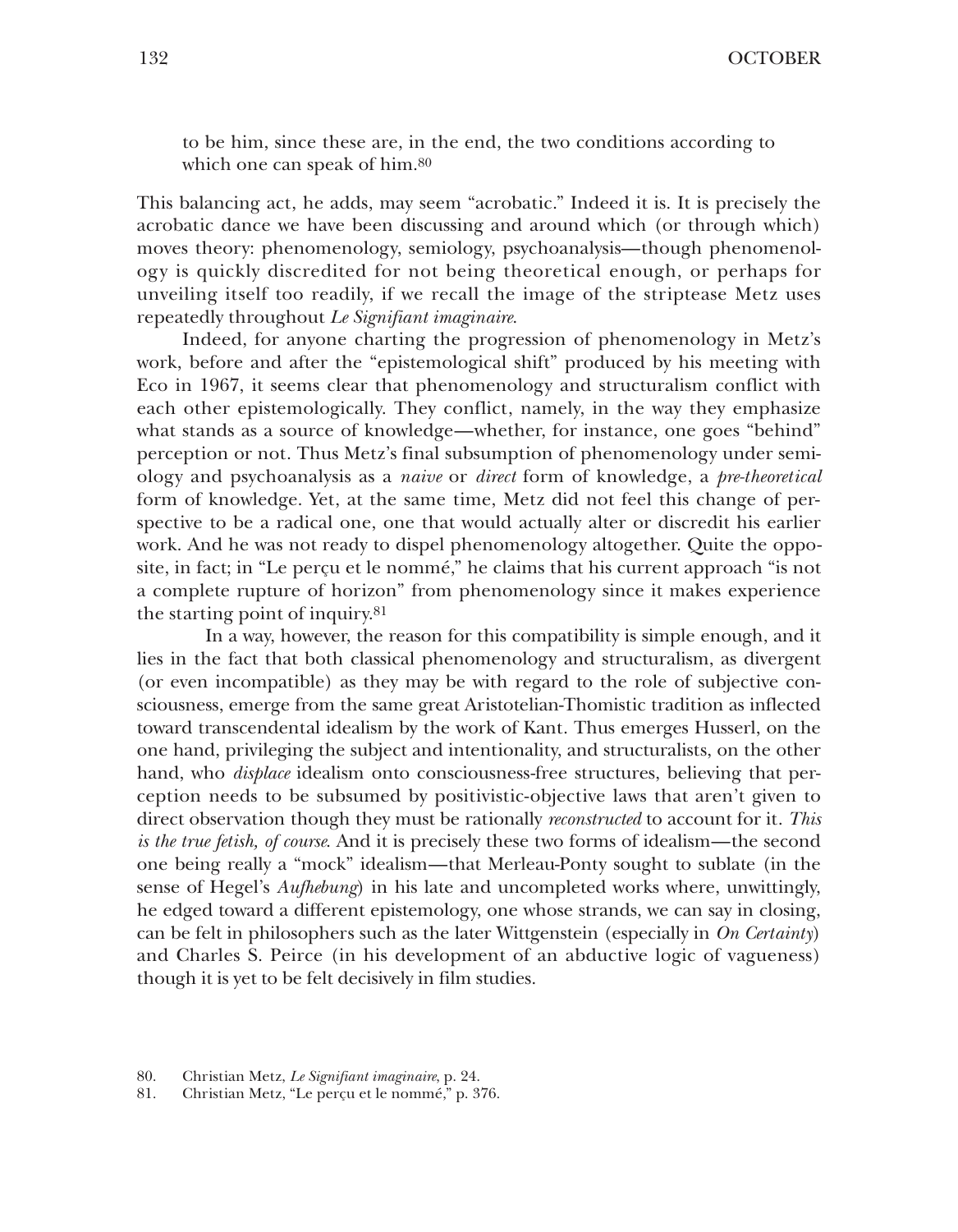to be him, since these are, in the end, the two conditions according to which one can speak of him.[80]

This balancing act, he adds, may seem "acrobatic." Indeed it is. It is precisely the acrobatic dance we have been discussing and around which (or through which) moves theory: phenomenology, semiology, psychoanalysis—though phenomenology is quickly discredited for not being theoretical enough, or perhaps for unveiling itself too readily, if we recall the image of the striptease Metz uses repeatedly throughout *Le Signifiant imaginaire*.

Indeed, for anyone charting the progression of phenomenology in Metz's work, before and after the "epistemological shift" produced by his meeting with Eco in 1967, it seems clear that phenomenology and structuralism conflict with each other epistemologically. They conflict, namely, in the way they emphasize what stands as a source of knowledge—whether, for instance, one goes "behind" perception or not. Thus Metz's final subsumption of phenomenology under semiology and psychoanalysis as a *naive* or *direct* form of knowledge, a *pre-theoretical* form of knowledge. Yet, at the same time, Metz did not feel this change of perspective to be a radical one, one that would actually alter or discredit his earlier work. And he was not ready to dispel phenomenology altogether. Quite the opposite, in fact; in "Le perçu et le nommé," he claims that his current approach "is not a complete rupture of horizon" from phenomenology since it makes experience the starting point of inquiry.[81]

In a way, however, the reason for this compatibility is simple enough, and it lies in the fact that both classical phenomenology and structuralism, as divergent (or even incompatible) as they may be with regard to the role of subjective consciousness, emerge from the same great Aristotelian-Thomistic tradition as inflected toward transcendental idealism by the work of Kant. Thus emerges Husserl, on the one hand, privileging the subject and intentionality, and structuralists, on the other hand, who *displace* idealism onto consciousness-free structures, believing that perception needs to be subsumed by positivistic-objective laws that aren't given to direct observation though they must be rationally *reconstructed* to account for it. *This is the true fetish, of course.* And it is precisely these two forms of idealism—the second one being really a "mock" idealism—that Merleau-Ponty sought to sublate (in the sense of Hegel's *Aufhebung*) in his late and uncompleted works where, unwittingly, he edged toward a different epistemology, one whose strands, we can say in closing, can be felt in philosophers such as the later Wittgenstein (especially in *On Certainty*) and Charles S. Peirce (in his development of an abductive logic of vagueness) though it is yet to be felt decisively in film studies.

80. Christian Metz, *Le Signifiant imaginaire*, p. 24.
81. Christian Metz, "Le perçu et le nommé," p. 376.